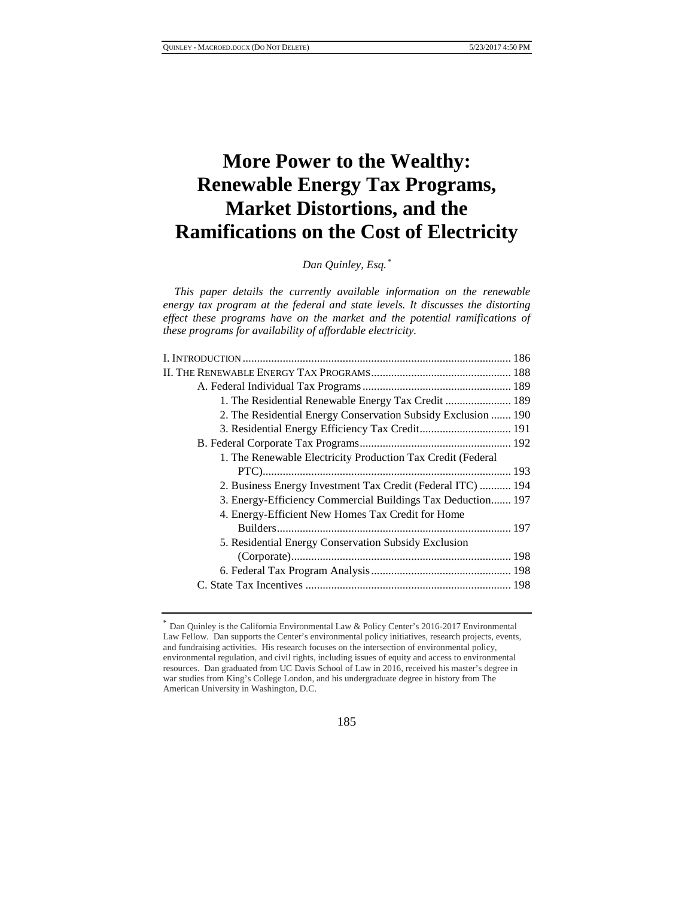# More Power to the Wealthy: Renewable Energy Tax Programs, Market Distortions, and the Ramifications on the Cost of Electricity

*Dan Quinley, Esq.*[*]

*This paper details the currently available information on the renewable energy tax program at the federal and state levels. It discusses the distorting effect these programs have on the market and the potential ramifications of these programs for availability of affordable electricity.*

I. Introduction ............................................................................................ 186
II. The Renewable Energy Tax Programs ................................................ 188
- A. Federal Individual Tax Programs ................................................... 189
  - 1. The Residential Renewable Energy Tax Credit ....................... 189
  - 2. The Residential Energy Conservation Subsidy Exclusion ....... 190
  - 3. Residential Energy Efficiency Tax Credit................................ 191
- B. Federal Corporate Tax Programs.................................................... 192
  - 1. The Renewable Electricity Production Tax Credit (Federal PTC)...................................................................................... 193
  - 2. Business Energy Investment Tax Credit (Federal ITC) ........... 194
  - 3. Energy-Efficiency Commercial Buildings Tax Deduction....... 197
  - 4. Energy-Efficient New Homes Tax Credit for Home Builders................................................................................. 197
  - 5. Residential Energy Conservation Subsidy Exclusion (Corporate)............................................................................ 198
  - 6. Federal Tax Program Analysis................................................ 198
- C. State Tax Incentives ....................................................................... 198

---

[*] Dan Quinley is the California Environmental Law & Policy Center's 2016-2017 Environmental Law Fellow. Dan supports the Center's environmental policy initiatives, research projects, events, and fundraising activities. His research focuses on the intersection of environmental policy, environmental regulation, and civil rights, including issues of equity and access to environmental resources. Dan graduated from UC Davis School of Law in 2016, received his master's degree in war studies from King's College London, and his undergraduate degree in history from The American University in Washington, D.C.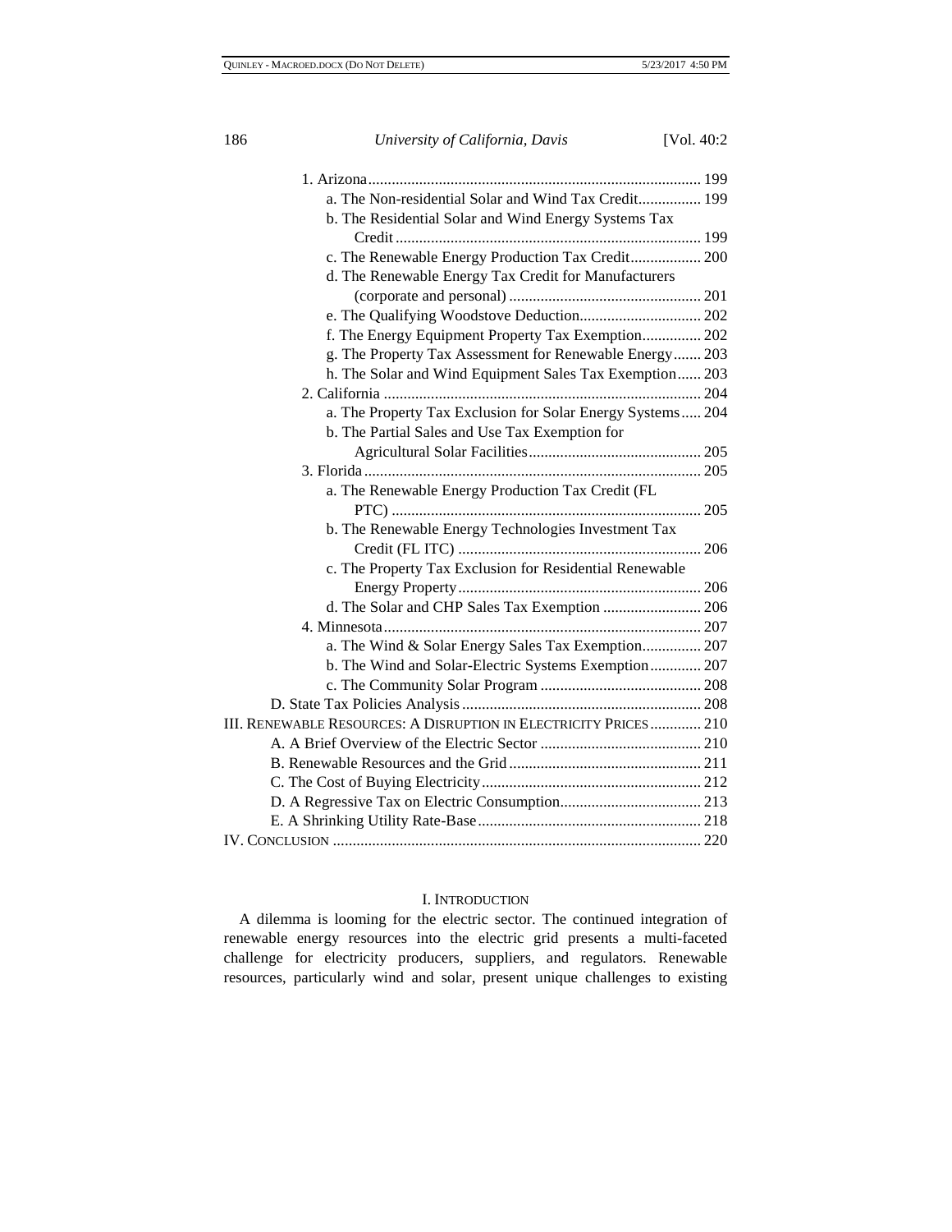1. Arizona ........................................................................ 199

a. The Non-residential Solar and Wind Tax Credit................ 199

b. The Residential Solar and Wind Energy Systems Tax Credit ............................................................................ 199

c. The Renewable Energy Production Tax Credit.................. 200

d. The Renewable Energy Tax Credit for Manufacturers (corporate and personal) ................................................ 201

e. The Qualifying Woodstove Deduction............................... 202

f. The Energy Equipment Property Tax Exemption............... 202

g. The Property Tax Assessment for Renewable Energy....... 203

h. The Solar and Wind Equipment Sales Tax Exemption...... 203

2. California ...................................................................... 204

a. The Property Tax Exclusion for Solar Energy Systems..... 204

b. The Partial Sales and Use Tax Exemption for Agricultural Solar Facilities............................................ 205

3. Florida .......................................................................... 205

a. The Renewable Energy Production Tax Credit (FL PTC) .............................................................................. 205

b. The Renewable Energy Technologies Investment Tax Credit (FL ITC) ............................................................. 206

c. The Property Tax Exclusion for Residential Renewable Energy Property............................................................. 206

d. The Solar and CHP Sales Tax Exemption ......................... 206

4. Minnesota..................................................................... 207

a. The Wind & Solar Energy Sales Tax Exemption............... 207

b. The Wind and Solar-Electric Systems Exemption............. 207

c. The Community Solar Program ......................................... 208

D. State Tax Policies Analysis ............................................................ 208

III. Renewable Resources: A Disruption in Electricity Prices ............. 210

A. A Brief Overview of the Electric Sector ......................................... 210

B. Renewable Resources and the Grid ................................................. 211

C. The Cost of Buying Electricity ........................................................ 212

D. A Regressive Tax on Electric Consumption.................................... 213

E. A Shrinking Utility Rate-Base ......................................................... 218

IV. Conclusion ............................................................................................. 220

## I. Introduction

A dilemma is looming for the electric sector. The continued integration of renewable energy resources into the electric grid presents a multi-faceted challenge for electricity producers, suppliers, and regulators. Renewable resources, particularly wind and solar, present unique challenges to existing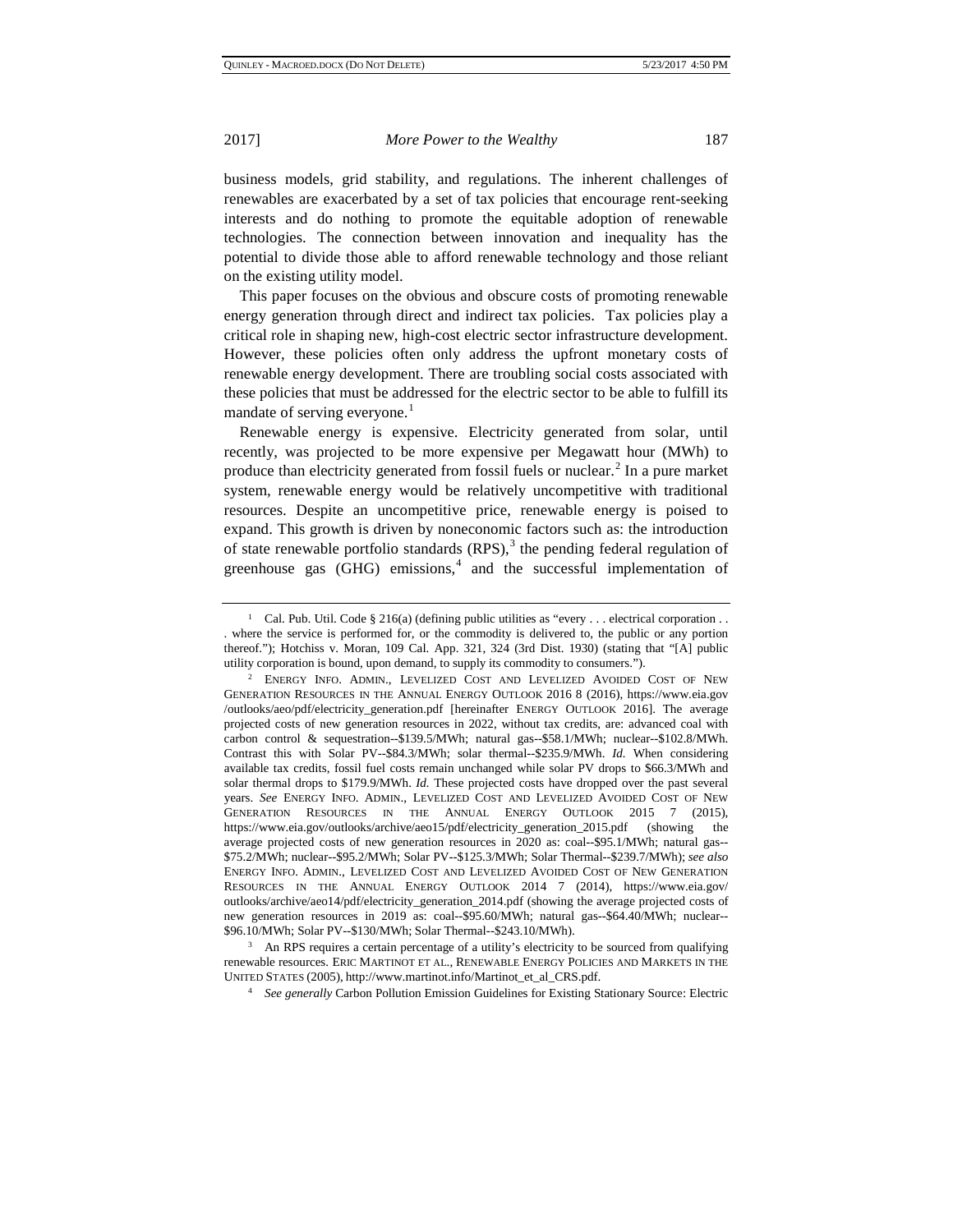business models, grid stability, and regulations. The inherent challenges of renewables are exacerbated by a set of tax policies that encourage rent-seeking interests and do nothing to promote the equitable adoption of renewable technologies. The connection between innovation and inequality has the potential to divide those able to afford renewable technology and those reliant on the existing utility model.

This paper focuses on the obvious and obscure costs of promoting renewable energy generation through direct and indirect tax policies. Tax policies play a critical role in shaping new, high-cost electric sector infrastructure development. However, these policies often only address the upfront monetary costs of renewable energy development. There are troubling social costs associated with these policies that must be addressed for the electric sector to be able to fulfill its mandate of serving everyone.[1]

Renewable energy is expensive. Electricity generated from solar, until recently, was projected to be more expensive per Megawatt hour (MWh) to produce than electricity generated from fossil fuels or nuclear.[2] In a pure market system, renewable energy would be relatively uncompetitive with traditional resources. Despite an uncompetitive price, renewable energy is poised to expand. This growth is driven by noneconomic factors such as: the introduction of state renewable portfolio standards (RPS),[3] the pending federal regulation of greenhouse gas (GHG) emissions,[4] and the successful implementation of

---

[1] Cal. Pub. Util. Code § 216(a) (defining public utilities as "every . . . electrical corporation . . . where the service is performed for, or the commodity is delivered to, the public or any portion thereof."); Hotchiss v. Moran, 109 Cal. App. 321, 324 (3rd Dist. 1930) (stating that "[A] public utility corporation is bound, upon demand, to supply its commodity to consumers.").

[2] Energy Info. Admin., Levelized Cost and Levelized Avoided Cost of New Generation Resources in the Annual Energy Outlook 2016 8 (2016), https://www.eia.gov/outlooks/aeo/pdf/electricity_generation.pdf [hereinafter Energy Outlook 2016]. The average projected costs of new generation resources in 2022, without tax credits, are: advanced coal with carbon control & sequestration--$139.5/MWh; natural gas--$58.1/MWh; nuclear--$102.8/MWh. Contrast this with Solar PV--$84.3/MWh; solar thermal--$235.9/MWh. *Id.* When considering available tax credits, fossil fuel costs remain unchanged while solar PV drops to $66.3/MWh and solar thermal drops to $179.9/MWh. *Id.* These projected costs have dropped over the past several years. *See* Energy Info. Admin., Levelized Cost and Levelized Avoided Cost of New Generation Resources in the Annual Energy Outlook 2015 7 (2015), https://www.eia.gov/outlooks/archive/aeo15/pdf/electricity_generation_2015.pdf (showing the average projected costs of new generation resources in 2020 as: coal--$95.1/MWh; natural gas--$75.2/MWh; nuclear--$95.2/MWh; Solar PV--$125.3/MWh; Solar Thermal--$239.7/MWh); *see also* Energy Info. Admin., Levelized Cost and Levelized Avoided Cost of New Generation Resources in the Annual Energy Outlook 2014 7 (2014), https://www.eia.gov/outlooks/archive/aeo14/pdf/electricity_generation_2014.pdf (showing the average projected costs of new generation resources in 2019 as: coal--$95.60/MWh; natural gas--$64.40/MWh; nuclear--$96.10/MWh; Solar PV--$130/MWh; Solar Thermal--$243.10/MWh).

[3] An RPS requires a certain percentage of a utility's electricity to be sourced from qualifying renewable resources. Eric Martinot et al., Renewable Energy Policies and Markets in the United States (2005), http://www.martinot.info/Martinot_et_al_CRS.pdf.

[4] *See generally* Carbon Pollution Emission Guidelines for Existing Stationary Source: Electric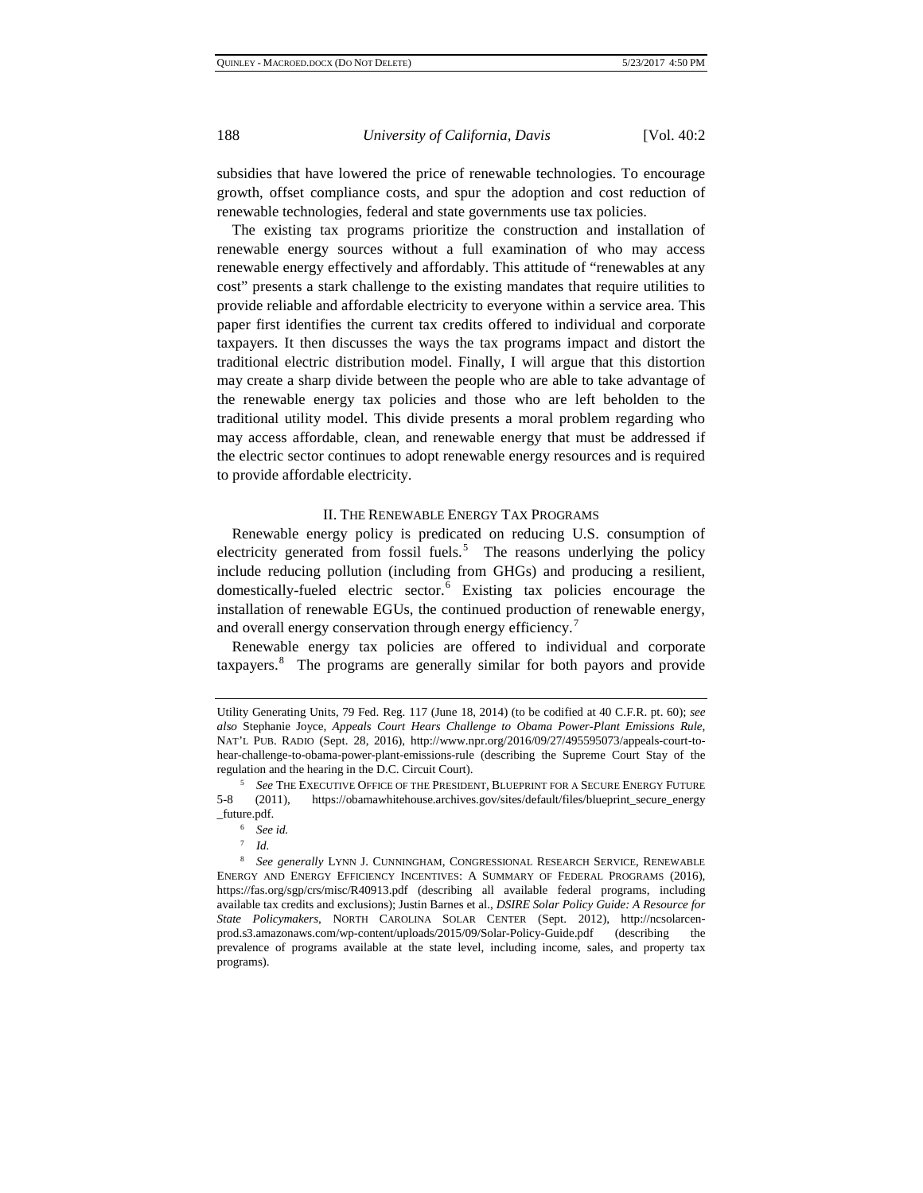subsidies that have lowered the price of renewable technologies. To encourage growth, offset compliance costs, and spur the adoption and cost reduction of renewable technologies, federal and state governments use tax policies.

The existing tax programs prioritize the construction and installation of renewable energy sources without a full examination of who may access renewable energy effectively and affordably. This attitude of "renewables at any cost" presents a stark challenge to the existing mandates that require utilities to provide reliable and affordable electricity to everyone within a service area. This paper first identifies the current tax credits offered to individual and corporate taxpayers. It then discusses the ways the tax programs impact and distort the traditional electric distribution model. Finally, I will argue that this distortion may create a sharp divide between the people who are able to take advantage of the renewable energy tax policies and those who are left beholden to the traditional utility model. This divide presents a moral problem regarding who may access affordable, clean, and renewable energy that must be addressed if the electric sector continues to adopt renewable energy resources and is required to provide affordable electricity.

## II. The Renewable Energy Tax Programs

Renewable energy policy is predicated on reducing U.S. consumption of electricity generated from fossil fuels.[5] The reasons underlying the policy include reducing pollution (including from GHGs) and producing a resilient, domestically-fueled electric sector.[6] Existing tax policies encourage the installation of renewable EGUs, the continued production of renewable energy, and overall energy conservation through energy efficiency.[7]

Renewable energy tax policies are offered to individual and corporate taxpayers.[8] The programs are generally similar for both payors and provide

---

Utility Generating Units, 79 Fed. Reg. 117 (June 18, 2014) (to be codified at 40 C.F.R. pt. 60); *see also* Stephanie Joyce, *Appeals Court Hears Challenge to Obama Power-Plant Emissions Rule*, NAT'L PUB. RADIO (Sept. 28, 2016), http://www.npr.org/2016/09/27/495595073/appeals-court-to-hear-challenge-to-obama-power-plant-emissions-rule (describing the Supreme Court Stay of the regulation and the hearing in the D.C. Circuit Court).

[5] *See* THE EXECUTIVE OFFICE OF THE PRESIDENT, BLUEPRINT FOR A SECURE ENERGY FUTURE 5-8 (2011), https://obamawhitehouse.archives.gov/sites/default/files/blueprint_secure_energy_future.pdf.

[6] *See id.*

[7] *Id.*

[8] *See generally* LYNN J. CUNNINGHAM, CONGRESSIONAL RESEARCH SERVICE, RENEWABLE ENERGY AND ENERGY EFFICIENCY INCENTIVES: A SUMMARY OF FEDERAL PROGRAMS (2016), https://fas.org/sgp/crs/misc/R40913.pdf (describing all available federal programs, including available tax credits and exclusions); Justin Barnes et al., *DSIRE Solar Policy Guide: A Resource for State Policymakers*, NORTH CAROLINA SOLAR CENTER (Sept. 2012), http://ncsolarcen-prod.s3.amazonaws.com/wp-content/uploads/2015/09/Solar-Policy-Guide.pdf (describing the prevalence of programs available at the state level, including income, sales, and property tax programs).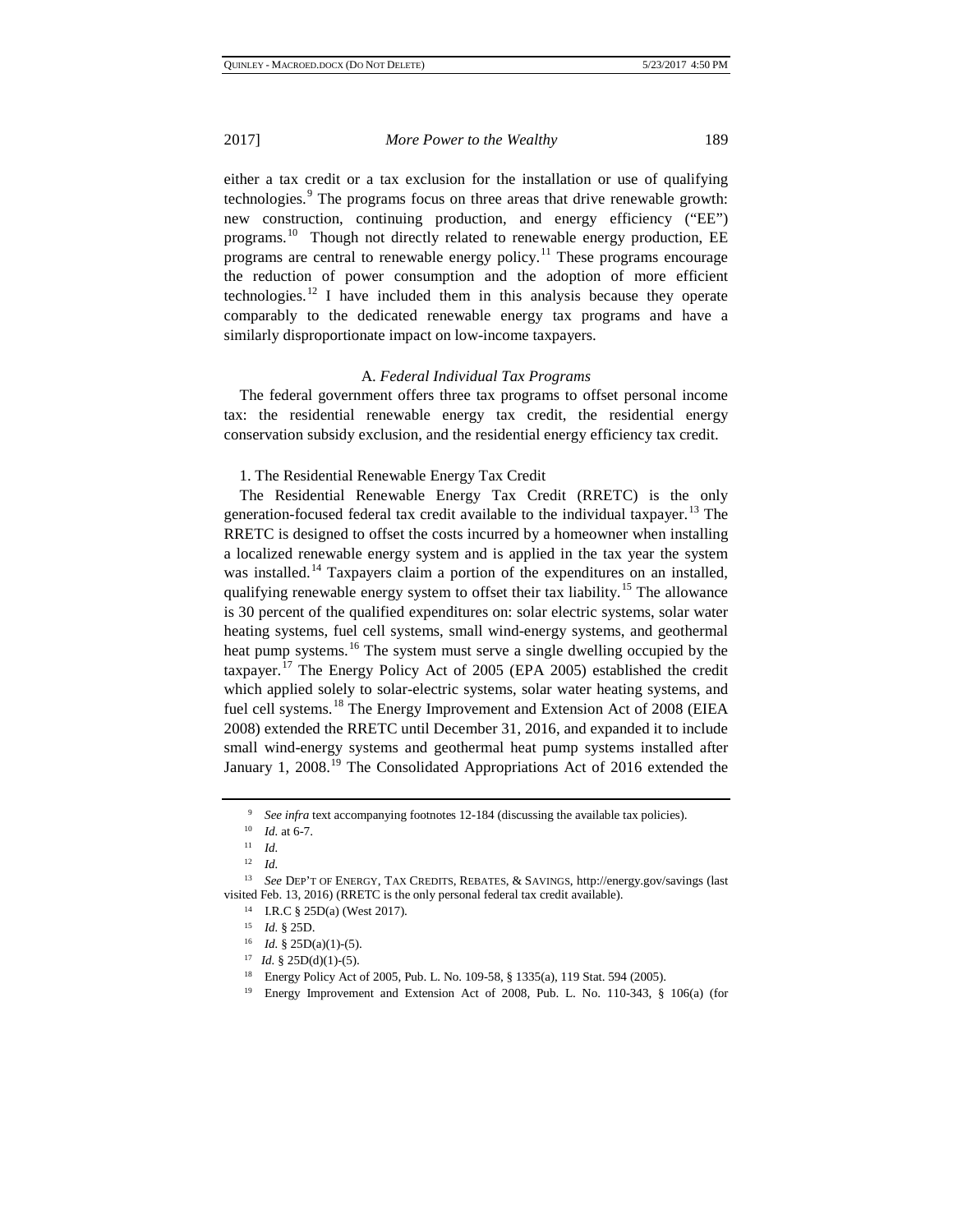either a tax credit or a tax exclusion for the installation or use of qualifying technologies.[9] The programs focus on three areas that drive renewable growth: new construction, continuing production, and energy efficiency ("EE") programs.[10] Though not directly related to renewable energy production, EE programs are central to renewable energy policy.[11] These programs encourage the reduction of power consumption and the adoption of more efficient technologies.[12] I have included them in this analysis because they operate comparably to the dedicated renewable energy tax programs and have a similarly disproportionate impact on low-income taxpayers.

### A. *Federal Individual Tax Programs*

The federal government offers three tax programs to offset personal income tax: the residential renewable energy tax credit, the residential energy conservation subsidy exclusion, and the residential energy efficiency tax credit.

#### 1. The Residential Renewable Energy Tax Credit

The Residential Renewable Energy Tax Credit (RRETC) is the only generation-focused federal tax credit available to the individual taxpayer.[13] The RRETC is designed to offset the costs incurred by a homeowner when installing a localized renewable energy system and is applied in the tax year the system was installed.[14] Taxpayers claim a portion of the expenditures on an installed, qualifying renewable energy system to offset their tax liability.[15] The allowance is 30 percent of the qualified expenditures on: solar electric systems, solar water heating systems, fuel cell systems, small wind-energy systems, and geothermal heat pump systems.[16] The system must serve a single dwelling occupied by the taxpayer.[17] The Energy Policy Act of 2005 (EPA 2005) established the credit which applied solely to solar-electric systems, solar water heating systems, and fuel cell systems.[18] The Energy Improvement and Extension Act of 2008 (EIEA 2008) extended the RRETC until December 31, 2016, and expanded it to include small wind-energy systems and geothermal heat pump systems installed after January 1, 2008.[19] The Consolidated Appropriations Act of 2016 extended the

---

[9] *See infra* text accompanying footnotes 12-184 (discussing the available tax policies).

[10] *Id.* at 6-7.

[11] *Id.*

[12] *Id.*

[13] *See* DEP'T OF ENERGY, TAX CREDITS, REBATES, & SAVINGS, http://energy.gov/savings (last visited Feb. 13, 2016) (RRETC is the only personal federal tax credit available).

[14] I.R.C § 25D(a) (West 2017).

[15] *Id.* § 25D.

[16] *Id.* § 25D(a)(1)-(5).

[17] *Id.* § 25D(d)(1)-(5).

[18] Energy Policy Act of 2005, Pub. L. No. 109-58, § 1335(a), 119 Stat. 594 (2005).

[19] Energy Improvement and Extension Act of 2008, Pub. L. No. 110-343, § 106(a) (for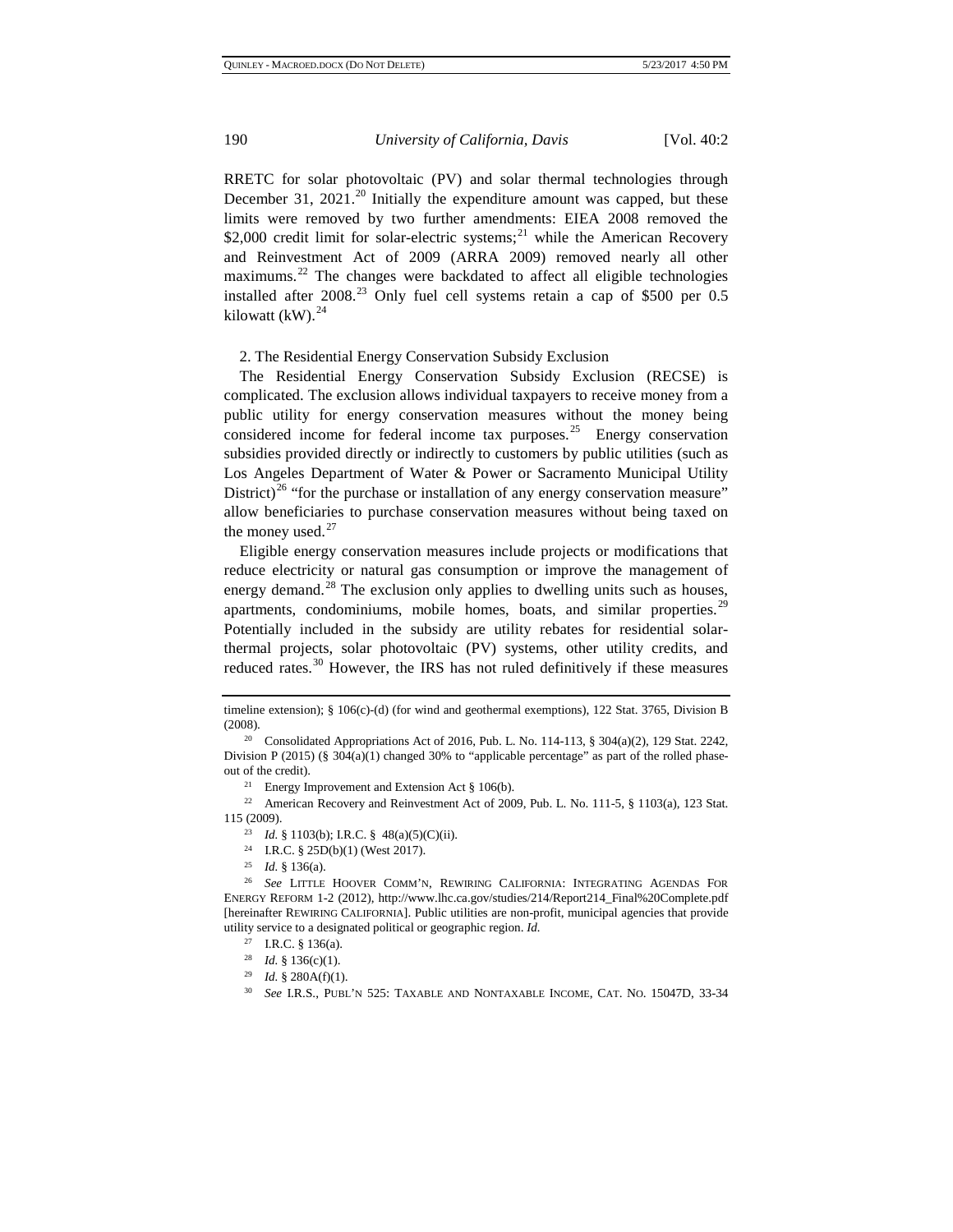RRETC for solar photovoltaic (PV) and solar thermal technologies through December 31, 2021.[20] Initially the expenditure amount was capped, but these limits were removed by two further amendments: EIEA 2008 removed the $2,000 credit limit for solar-electric systems;[21] while the American Recovery and Reinvestment Act of 2009 (ARRA 2009) removed nearly all other maximums.[22] The changes were backdated to affect all eligible technologies installed after 2008.[23] Only fuel cell systems retain a cap of $500 per 0.5 kilowatt (kW).[24]

2. The Residential Energy Conservation Subsidy Exclusion

The Residential Energy Conservation Subsidy Exclusion (RECSE) is complicated. The exclusion allows individual taxpayers to receive money from a public utility for energy conservation measures without the money being considered income for federal income tax purposes.[25] Energy conservation subsidies provided directly or indirectly to customers by public utilities (such as Los Angeles Department of Water & Power or Sacramento Municipal Utility District)[26] "for the purchase or installation of any energy conservation measure" allow beneficiaries to purchase conservation measures without being taxed on the money used.[27]

Eligible energy conservation measures include projects or modifications that reduce electricity or natural gas consumption or improve the management of energy demand.[28] The exclusion only applies to dwelling units such as houses, apartments, condominiums, mobile homes, boats, and similar properties.[29] Potentially included in the subsidy are utility rebates for residential solar-thermal projects, solar photovoltaic (PV) systems, other utility credits, and reduced rates.[30] However, the IRS has not ruled definitively if these measures

---

timeline extension); § 106(c)-(d) (for wind and geothermal exemptions), 122 Stat. 3765, Division B (2008).

[20] Consolidated Appropriations Act of 2016, Pub. L. No. 114-113, § 304(a)(2), 129 Stat. 2242, Division P (2015) (§ 304(a)(1) changed 30% to "applicable percentage" as part of the rolled phase-out of the credit).

[21] Energy Improvement and Extension Act § 106(b).

[22] American Recovery and Reinvestment Act of 2009, Pub. L. No. 111-5, § 1103(a), 123 Stat. 115 (2009).

[23] *Id.* § 1103(b); I.R.C. § 48(a)(5)(C)(ii).

[24] I.R.C. § 25D(b)(1) (West 2017).

[25] *Id.* § 136(a).

[26] *See* LITTLE HOOVER COMM'N, REWIRING CALIFORNIA: INTEGRATING AGENDAS FOR ENERGY REFORM 1-2 (2012), http://www.lhc.ca.gov/studies/214/Report214_Final%20Complete.pdf [hereinafter REWIRING CALIFORNIA]. Public utilities are non-profit, municipal agencies that provide utility service to a designated political or geographic region. *Id.*

[27] I.R.C. § 136(a).

[28] *Id.* § 136(c)(1).

[29] *Id.* § 280A(f)(1).

[30] *See* I.R.S., PUBL'N 525: TAXABLE AND NONTAXABLE INCOME, CAT. NO. 15047D, 33-34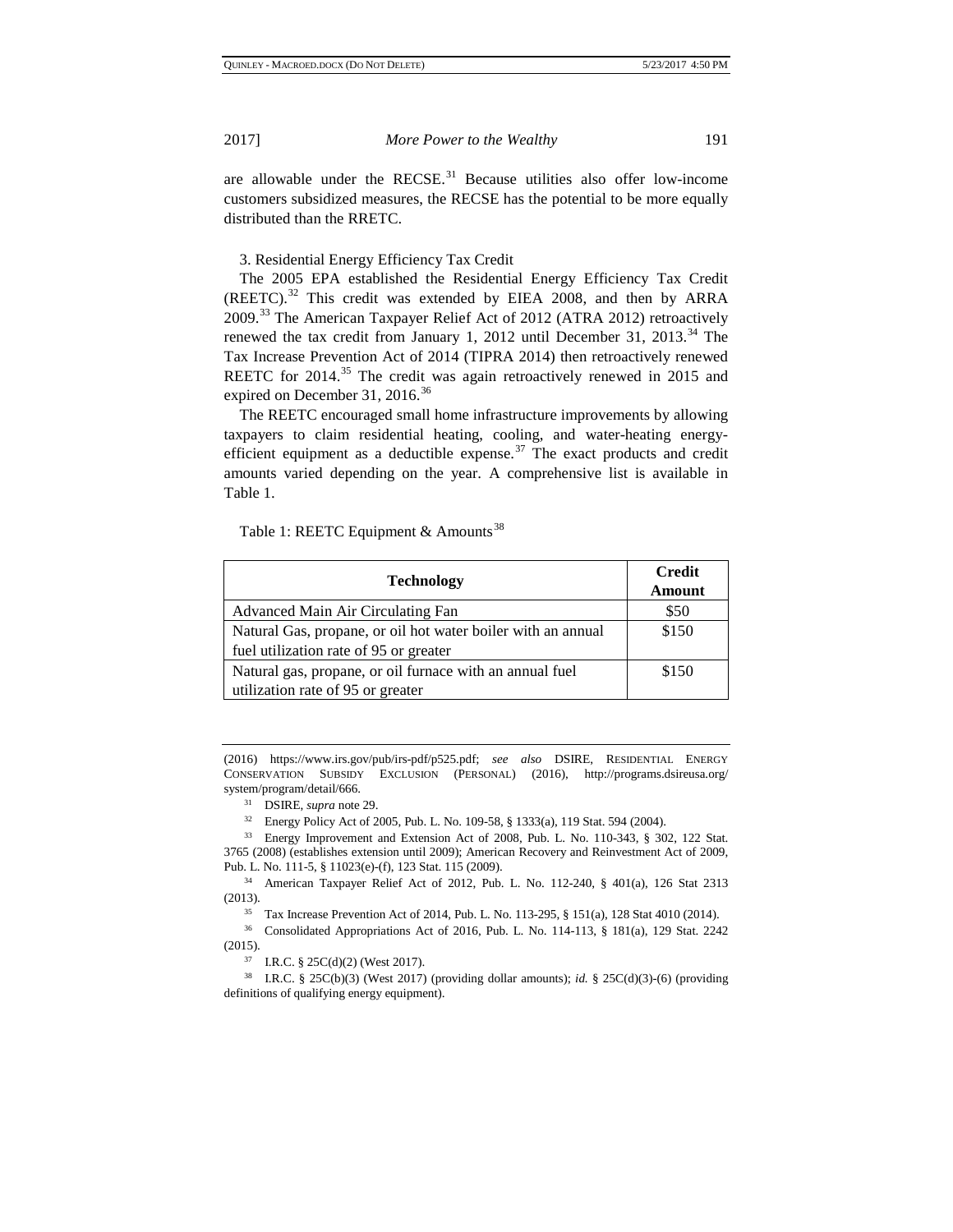are allowable under the RECSE.[31] Because utilities also offer low-income customers subsidized measures, the RECSE has the potential to be more equally distributed than the RRETC.

3. Residential Energy Efficiency Tax Credit

The 2005 EPA established the Residential Energy Efficiency Tax Credit (REETC).[32] This credit was extended by EIEA 2008, and then by ARRA 2009.[33] The American Taxpayer Relief Act of 2012 (ATRA 2012) retroactively renewed the tax credit from January 1, 2012 until December 31, 2013.[34] The Tax Increase Prevention Act of 2014 (TIPRA 2014) then retroactively renewed REETC for 2014.[35] The credit was again retroactively renewed in 2015 and expired on December 31, 2016.[36]

The REETC encouraged small home infrastructure improvements by allowing taxpayers to claim residential heating, cooling, and water-heating energy-efficient equipment as a deductible expense.[37] The exact products and credit amounts varied depending on the year. A comprehensive list is available in Table 1.

Table 1: REETC Equipment & Amounts[38]

| Technology | Credit Amount |
|---|---|
| Advanced Main Air Circulating Fan | $50 |
| Natural Gas, propane, or oil hot water boiler with an annual fuel utilization rate of 95 or greater | $150 |
| Natural gas, propane, or oil furnace with an annual fuel utilization rate of 95 or greater | $150 |

(2016) https://www.irs.gov/pub/irs-pdf/p525.pdf; *see also* DSIRE, RESIDENTIAL ENERGY CONSERVATION SUBSIDY EXCLUSION (PERSONAL) (2016), http://programs.dsireusa.org/system/program/detail/666.

[31] DSIRE, *supra* note 29.

[32] Energy Policy Act of 2005, Pub. L. No. 109-58, § 1333(a), 119 Stat. 594 (2004).

[33] Energy Improvement and Extension Act of 2008, Pub. L. No. 110-343, § 302, 122 Stat. 3765 (2008) (establishes extension until 2009); American Recovery and Reinvestment Act of 2009, Pub. L. No. 111-5, § 11023(e)-(f), 123 Stat. 115 (2009).

[34] American Taxpayer Relief Act of 2012, Pub. L. No. 112-240, § 401(a), 126 Stat 2313 (2013).

[35] Tax Increase Prevention Act of 2014, Pub. L. No. 113-295, § 151(a), 128 Stat 4010 (2014).

[36] Consolidated Appropriations Act of 2016, Pub. L. No. 114-113, § 181(a), 129 Stat. 2242 (2015).

[37] I.R.C. § 25C(d)(2) (West 2017).

[38] I.R.C. § 25C(b)(3) (West 2017) (providing dollar amounts); *id.* § 25C(d)(3)-(6) (providing definitions of qualifying energy equipment).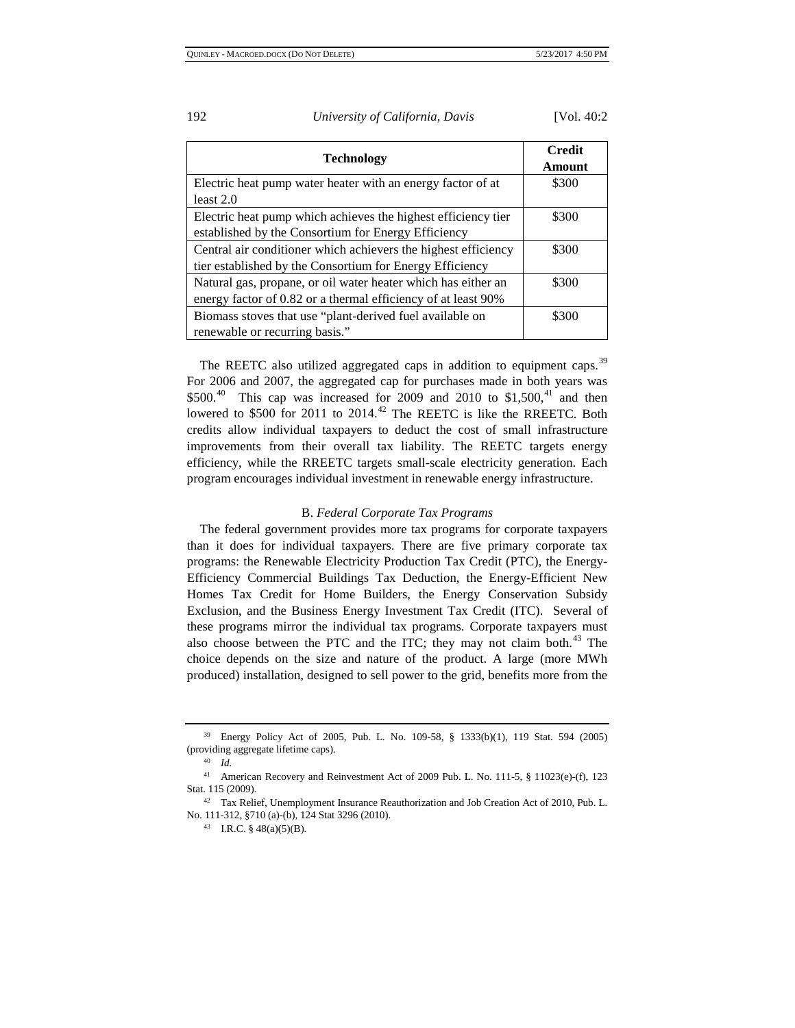| Technology | Credit Amount |
| --- | --- |
| Electric heat pump water heater with an energy factor of at least 2.0 | $300 |
| Electric heat pump which achieves the highest efficiency tier established by the Consortium for Energy Efficiency | $300 |
| Central air conditioner which achievers the highest efficiency tier established by the Consortium for Energy Efficiency | $300 |
| Natural gas, propane, or oil water heater which has either an energy factor of 0.82 or a thermal efficiency of at least 90% | $300 |
| Biomass stoves that use "plant-derived fuel available on renewable or recurring basis." | $300 |

The REETC also utilized aggregated caps in addition to equipment caps.[39] For 2006 and 2007, the aggregated cap for purchases made in both years was $500.[40] This cap was increased for 2009 and 2010 to $1,500,[41] and then lowered to $500 for 2011 to 2014.[42] The REETC is like the RREETC. Both credits allow individual taxpayers to deduct the cost of small infrastructure improvements from their overall tax liability. The REETC targets energy efficiency, while the RREETC targets small-scale electricity generation. Each program encourages individual investment in renewable energy infrastructure.

### B. *Federal Corporate Tax Programs*

The federal government provides more tax programs for corporate taxpayers than it does for individual taxpayers. There are five primary corporate tax programs: the Renewable Electricity Production Tax Credit (PTC), the Energy-Efficiency Commercial Buildings Tax Deduction, the Energy-Efficient New Homes Tax Credit for Home Builders, the Energy Conservation Subsidy Exclusion, and the Business Energy Investment Tax Credit (ITC). Several of these programs mirror the individual tax programs. Corporate taxpayers must also choose between the PTC and the ITC; they may not claim both.[43] The choice depends on the size and nature of the product. A large (more MWh produced) installation, designed to sell power to the grid, benefits more from the

---

[39] Energy Policy Act of 2005, Pub. L. No. 109-58, § 1333(b)(1), 119 Stat. 594 (2005) (providing aggregate lifetime caps).

[40] *Id.*

[41] American Recovery and Reinvestment Act of 2009 Pub. L. No. 111-5, § 11023(e)-(f), 123 Stat. 115 (2009).

[42] Tax Relief, Unemployment Insurance Reauthorization and Job Creation Act of 2010, Pub. L. No. 111-312, §710 (a)-(b), 124 Stat 3296 (2010).

[43] I.R.C. § 48(a)(5)(B).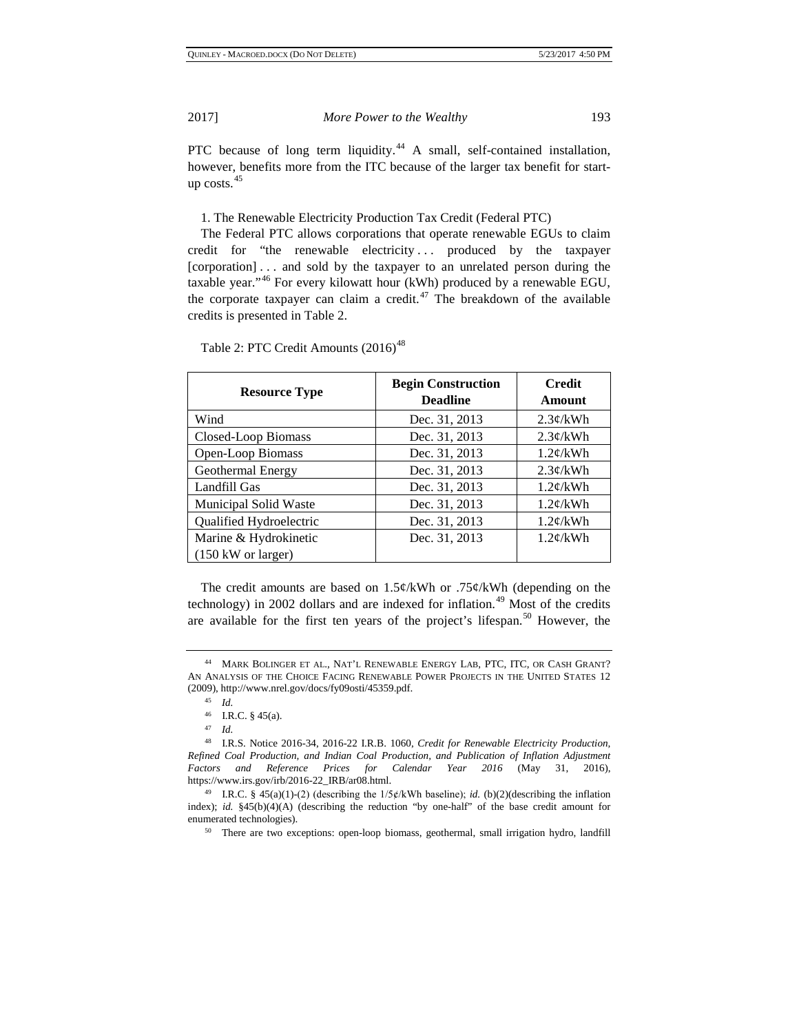PTC because of long term liquidity.[44] A small, self-contained installation, however, benefits more from the ITC because of the larger tax benefit for start-up costs.[45]

### 1. The Renewable Electricity Production Tax Credit (Federal PTC)

The Federal PTC allows corporations that operate renewable EGUs to claim credit for "the renewable electricity . . . produced by the taxpayer [corporation] . . . and sold by the taxpayer to an unrelated person during the taxable year."[46] For every kilowatt hour (kWh) produced by a renewable EGU, the corporate taxpayer can claim a credit.[47] The breakdown of the available credits is presented in Table 2.

Table 2: PTC Credit Amounts (2016)[48]

| Resource Type | Begin Construction Deadline | Credit Amount |
|---|---|---|
| Wind | Dec. 31, 2013 | 2.3¢/kWh |
| Closed-Loop Biomass | Dec. 31, 2013 | 2.3¢/kWh |
| Open-Loop Biomass | Dec. 31, 2013 | 1.2¢/kWh |
| Geothermal Energy | Dec. 31, 2013 | 2.3¢/kWh |
| Landfill Gas | Dec. 31, 2013 | 1.2¢/kWh |
| Municipal Solid Waste | Dec. 31, 2013 | 1.2¢/kWh |
| Qualified Hydroelectric | Dec. 31, 2013 | 1.2¢/kWh |
| Marine & Hydrokinetic (150 kW or larger) | Dec. 31, 2013 | 1.2¢/kWh |

The credit amounts are based on 1.5¢/kWh or .75¢/kWh (depending on the technology) in 2002 dollars and are indexed for inflation.[49] Most of the credits are available for the first ten years of the project's lifespan.[50] However, the

---

[44] Mark Bolinger et al., Nat'l Renewable Energy Lab, PTC, ITC, or Cash Grant? An Analysis of the Choice Facing Renewable Power Projects in the United States 12 (2009), http://www.nrel.gov/docs/fy09osti/45359.pdf.

[45] *Id.*

[46] I.R.C. § 45(a).

[47] *Id.*

[48] I.R.S. Notice 2016-34, 2016-22 I.R.B. 1060, *Credit for Renewable Electricity Production, Refined Coal Production, and Indian Coal Production, and Publication of Inflation Adjustment Factors and Reference Prices for Calendar Year 2016* (May 31, 2016), https://www.irs.gov/irb/2016-22_IRB/ar08.html.

[49] I.R.C. § 45(a)(1)-(2) (describing the 1/5¢/kWh baseline); *id.* (b)(2)(describing the inflation index); *id.* §45(b)(4)(A) (describing the reduction "by one-half" of the base credit amount for enumerated technologies).

[50] There are two exceptions: open-loop biomass, geothermal, small irrigation hydro, landfill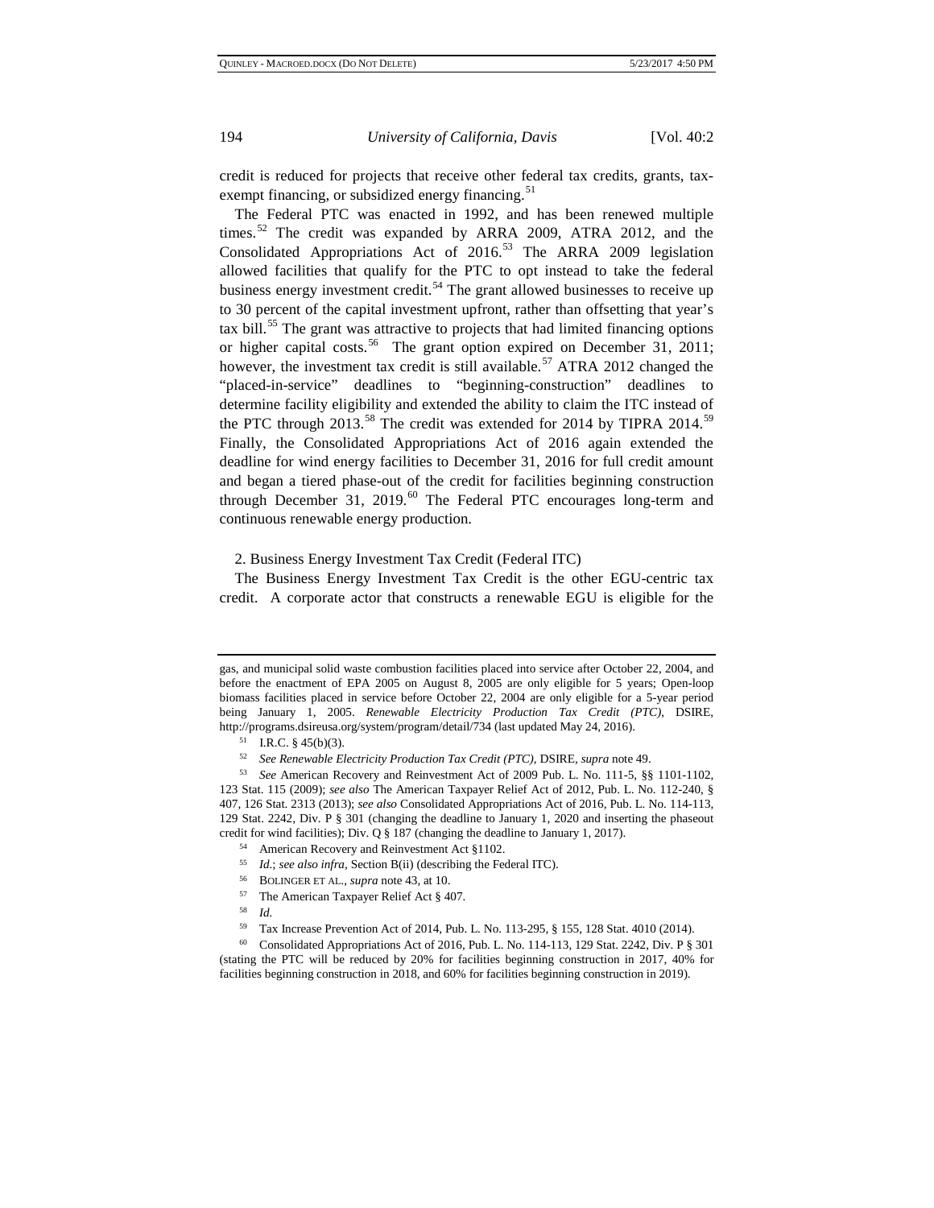credit is reduced for projects that receive other federal tax credits, grants, tax-exempt financing, or subsidized energy financing.[51]

The Federal PTC was enacted in 1992, and has been renewed multiple times.[52] The credit was expanded by ARRA 2009, ATRA 2012, and the Consolidated Appropriations Act of 2016.[53] The ARRA 2009 legislation allowed facilities that qualify for the PTC to opt instead to take the federal business energy investment credit.[54] The grant allowed businesses to receive up to 30 percent of the capital investment upfront, rather than offsetting that year's tax bill.[55] The grant was attractive to projects that had limited financing options or higher capital costs.[56] The grant option expired on December 31, 2011; however, the investment tax credit is still available.[57] ATRA 2012 changed the "placed-in-service" deadlines to "beginning-construction" deadlines to determine facility eligibility and extended the ability to claim the ITC instead of the PTC through 2013.[58] The credit was extended for 2014 by TIPRA 2014.[59] Finally, the Consolidated Appropriations Act of 2016 again extended the deadline for wind energy facilities to December 31, 2016 for full credit amount and began a tiered phase-out of the credit for facilities beginning construction through December 31, 2019.[60] The Federal PTC encourages long-term and continuous renewable energy production.

2. Business Energy Investment Tax Credit (Federal ITC)

The Business Energy Investment Tax Credit is the other EGU-centric tax credit. A corporate actor that constructs a renewable EGU is eligible for the

---

gas, and municipal solid waste combustion facilities placed into service after October 22, 2004, and before the enactment of EPA 2005 on August 8, 2005 are only eligible for 5 years; Open-loop biomass facilities placed in service before October 22, 2004 are only eligible for a 5-year period being January 1, 2005. *Renewable Electricity Production Tax Credit (PTC)*, DSIRE, http://programs.dsireusa.org/system/program/detail/734 (last updated May 24, 2016).

[51] I.R.C. § 45(b)(3).

[52] *See Renewable Electricity Production Tax Credit (PTC)*, DSIRE, *supra* note 49.

[53] *See* American Recovery and Reinvestment Act of 2009 Pub. L. No. 111-5, §§ 1101-1102, 123 Stat. 115 (2009); *see also* The American Taxpayer Relief Act of 2012, Pub. L. No. 112-240, § 407, 126 Stat. 2313 (2013); *see also* Consolidated Appropriations Act of 2016, Pub. L. No. 114-113, 129 Stat. 2242, Div. P § 301 (changing the deadline to January 1, 2020 and inserting the phaseout credit for wind facilities); Div. Q § 187 (changing the deadline to January 1, 2017).

[54] American Recovery and Reinvestment Act §1102.

[55] *Id.*; *see also infra*, Section B(ii) (describing the Federal ITC).

[56] BOLINGER ET AL., *supra* note 43, at 10.

[57] The American Taxpayer Relief Act § 407.

[58] *Id.*

[59] Tax Increase Prevention Act of 2014, Pub. L. No. 113-295, § 155, 128 Stat. 4010 (2014).

[60] Consolidated Appropriations Act of 2016, Pub. L. No. 114-113, 129 Stat. 2242, Div. P § 301 (stating the PTC will be reduced by 20% for facilities beginning construction in 2017, 40% for facilities beginning construction in 2018, and 60% for facilities beginning construction in 2019).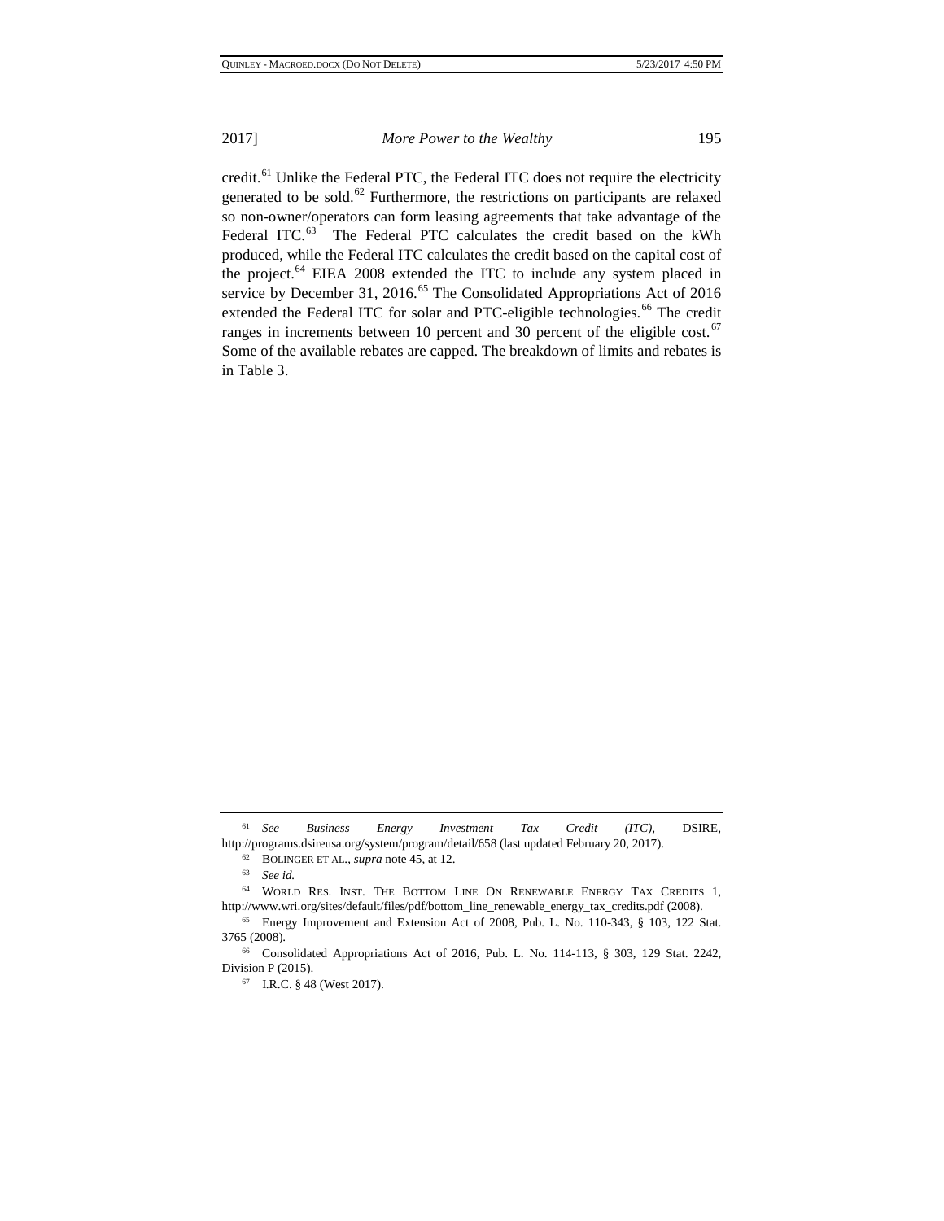credit.[61] Unlike the Federal PTC, the Federal ITC does not require the electricity generated to be sold.[62] Furthermore, the restrictions on participants are relaxed so non-owner/operators can form leasing agreements that take advantage of the Federal ITC.[63] The Federal PTC calculates the credit based on the kWh produced, while the Federal ITC calculates the credit based on the capital cost of the project.[64] EIEA 2008 extended the ITC to include any system placed in service by December 31, 2016.[65] The Consolidated Appropriations Act of 2016 extended the Federal ITC for solar and PTC-eligible technologies.[66] The credit ranges in increments between 10 percent and 30 percent of the eligible cost.[67] Some of the available rebates are capped. The breakdown of limits and rebates is in Table 3.

---

[61] *See Business Energy Investment Tax Credit (ITC)*, DSIRE, http://programs.dsireusa.org/system/program/detail/658 (last updated February 20, 2017).

[62] BOLINGER ET AL., *supra* note 45, at 12.

[63] *See id.*

[64] WORLD RES. INST. THE BOTTOM LINE ON RENEWABLE ENERGY TAX CREDITS 1, http://www.wri.org/sites/default/files/pdf/bottom_line_renewable_energy_tax_credits.pdf (2008).

[65] Energy Improvement and Extension Act of 2008, Pub. L. No. 110-343, § 103, 122 Stat. 3765 (2008).

[66] Consolidated Appropriations Act of 2016, Pub. L. No. 114-113, § 303, 129 Stat. 2242, Division P (2015).

[67] I.R.C. § 48 (West 2017).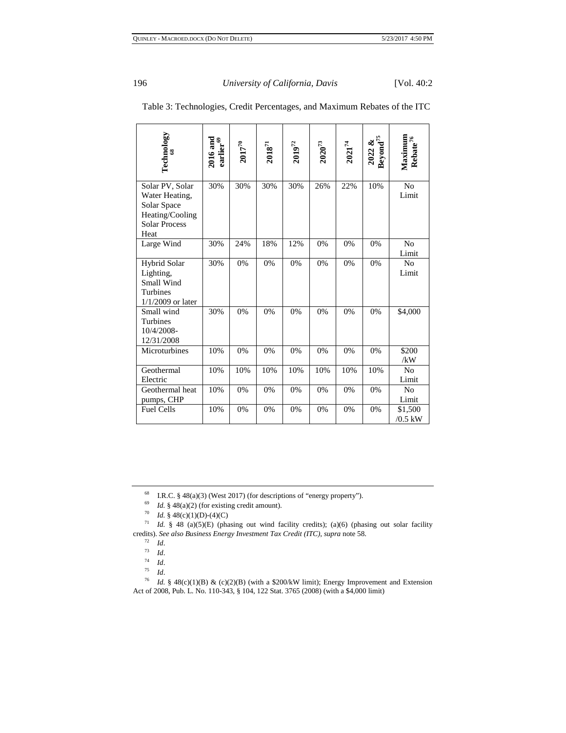Table 3: Technologies, Credit Percentages, and Maximum Rebates of the ITC

| Technology [68] | 2016 and earlier [69] | 2017 [70] | 2018 [71] | 2019 [72] | 2020 [73] | 2021 [74] | 2022 & Beyond [75] | Maximum Rebate [76] |
|---|---|---|---|---|---|---|---|---|
| Solar PV, Solar Water Heating, Solar Space Heating/Cooling Solar Process Heat | 30% | 30% | 30% | 30% | 26% | 22% | 10% | No Limit |
| Large Wind | 30% | 24% | 18% | 12% | 0% | 0% | 0% | No Limit |
| Hybrid Solar Lighting, Small Wind Turbines 1/1/2009 or later | 30% | 0% | 0% | 0% | 0% | 0% | 0% | No Limit |
| Small wind Turbines 10/4/2008-12/31/2008 | 30% | 0% | 0% | 0% | 0% | 0% | 0% | $4,000 |
| Microturbines | 10% | 0% | 0% | 0% | 0% | 0% | 0% | $200 /kW |
| Geothermal Electric | 10% | 10% | 10% | 10% | 10% | 10% | 10% | No Limit |
| Geothermal heat pumps, CHP | 10% | 0% | 0% | 0% | 0% | 0% | 0% | No Limit |
| Fuel Cells | 10% | 0% | 0% | 0% | 0% | 0% | 0% | $1,500 /0.5 kW |

[68] I.R.C. § 48(a)(3) (West 2017) (for descriptions of "energy property").

[69] *Id.* § 48(a)(2) (for existing credit amount).

[70] *Id.* § 48(c)(1)(D)-(4)(C)

[71] *Id.* § 48 (a)(5)(E) (phasing out wind facility credits); (a)(6) (phasing out solar facility credits). *See also Business Energy Investment Tax Credit (ITC)*, *supra* note 58.

[72] *Id*.

[73] *Id*.

[74] *Id*.

[75] *Id*.

[76] *Id.* § 48(c)(1)(B) & (c)(2)(B) (with a $200/kW limit); Energy Improvement and Extension Act of 2008, Pub. L. No. 110-343, § 104, 122 Stat. 3765 (2008) (with a $4,000 limit)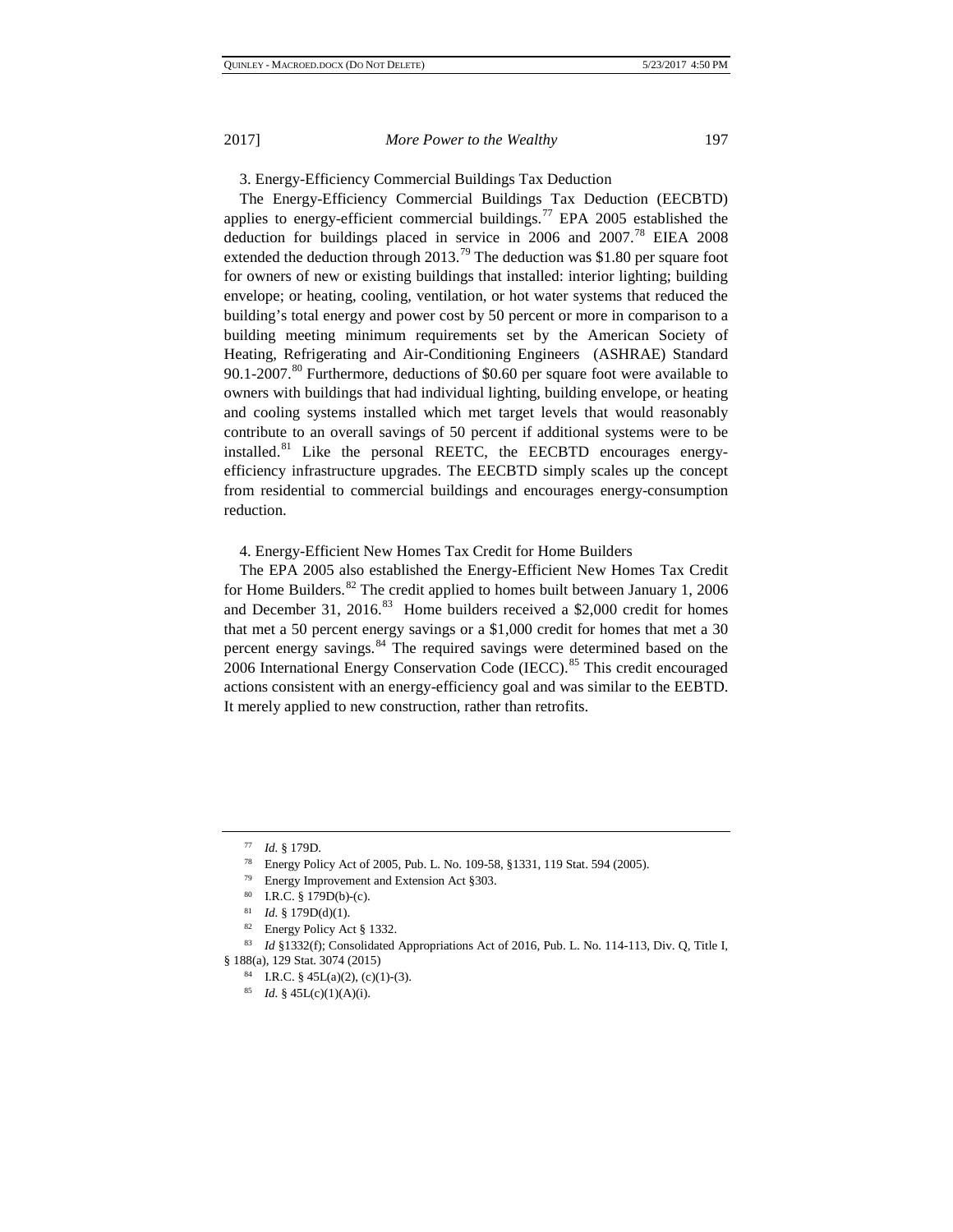### 3. Energy-Efficiency Commercial Buildings Tax Deduction

The Energy-Efficiency Commercial Buildings Tax Deduction (EECBTD) applies to energy-efficient commercial buildings.[77] EPA 2005 established the deduction for buildings placed in service in 2006 and 2007.[78] EIEA 2008 extended the deduction through 2013.[79] The deduction was $1.80 per square foot for owners of new or existing buildings that installed: interior lighting; building envelope; or heating, cooling, ventilation, or hot water systems that reduced the building's total energy and power cost by 50 percent or more in comparison to a building meeting minimum requirements set by the American Society of Heating, Refrigerating and Air-Conditioning Engineers (ASHRAE) Standard 90.1-2007.[80] Furthermore, deductions of $0.60 per square foot were available to owners with buildings that had individual lighting, building envelope, or heating and cooling systems installed which met target levels that would reasonably contribute to an overall savings of 50 percent if additional systems were to be installed.[81] Like the personal REETC, the EECBTD encourages energy-efficiency infrastructure upgrades. The EECBTD simply scales up the concept from residential to commercial buildings and encourages energy-consumption reduction.

### 4. Energy-Efficient New Homes Tax Credit for Home Builders

The EPA 2005 also established the Energy-Efficient New Homes Tax Credit for Home Builders.[82] The credit applied to homes built between January 1, 2006 and December 31, 2016.[83] Home builders received a $2,000 credit for homes that met a 50 percent energy savings or a $1,000 credit for homes that met a 30 percent energy savings.[84] The required savings were determined based on the 2006 International Energy Conservation Code (IECC).[85] This credit encouraged actions consistent with an energy-efficiency goal and was similar to the EEBTD. It merely applied to new construction, rather than retrofits.

---

[77] *Id.* § 179D.

[78] Energy Policy Act of 2005, Pub. L. No. 109-58, §1331, 119 Stat. 594 (2005).

[79] Energy Improvement and Extension Act §303.

[80] I.R.C. § 179D(b)-(c).

[81] *Id.* § 179D(d)(1).

[82] Energy Policy Act § 1332.

[83] *Id* §1332(f); Consolidated Appropriations Act of 2016, Pub. L. No. 114-113, Div. Q, Title I, § 188(a), 129 Stat. 3074 (2015)

[84] I.R.C. § 45L(a)(2), (c)(1)-(3).

[85] *Id.* § 45L(c)(1)(A)(i).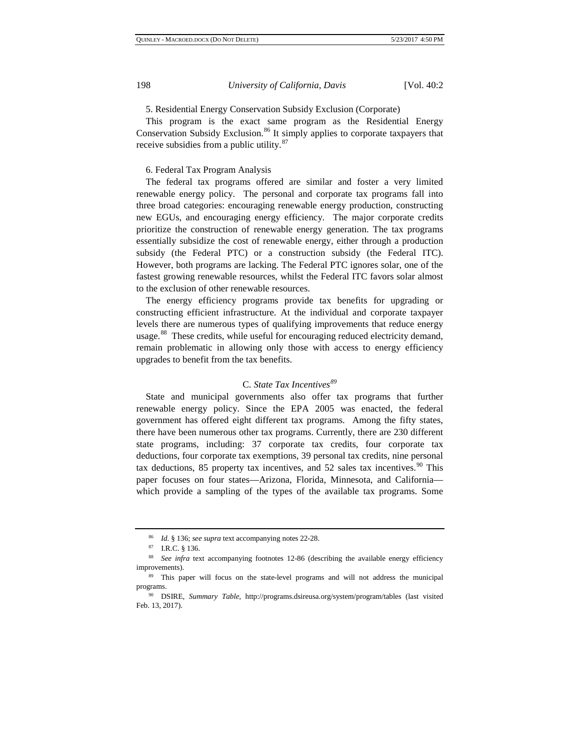5. Residential Energy Conservation Subsidy Exclusion (Corporate)

This program is the exact same program as the Residential Energy Conservation Subsidy Exclusion.[86] It simply applies to corporate taxpayers that receive subsidies from a public utility.[87]

6. Federal Tax Program Analysis

The federal tax programs offered are similar and foster a very limited renewable energy policy. The personal and corporate tax programs fall into three broad categories: encouraging renewable energy production, constructing new EGUs, and encouraging energy efficiency. The major corporate credits prioritize the construction of renewable energy generation. The tax programs essentially subsidize the cost of renewable energy, either through a production subsidy (the Federal PTC) or a construction subsidy (the Federal ITC). However, both programs are lacking. The Federal PTC ignores solar, one of the fastest growing renewable resources, whilst the Federal ITC favors solar almost to the exclusion of other renewable resources.

The energy efficiency programs provide tax benefits for upgrading or constructing efficient infrastructure. At the individual and corporate taxpayer levels there are numerous types of qualifying improvements that reduce energy usage.[88] These credits, while useful for encouraging reduced electricity demand, remain problematic in allowing only those with access to energy efficiency upgrades to benefit from the tax benefits.

## C. *State Tax Incentives*[89]

State and municipal governments also offer tax programs that further renewable energy policy. Since the EPA 2005 was enacted, the federal government has offered eight different tax programs. Among the fifty states, there have been numerous other tax programs. Currently, there are 230 different state programs, including: 37 corporate tax credits, four corporate tax deductions, four corporate tax exemptions, 39 personal tax credits, nine personal tax deductions, 85 property tax incentives, and 52 sales tax incentives.[90] This paper focuses on four states—Arizona, Florida, Minnesota, and California—which provide a sampling of the types of the available tax programs. Some

---

[86] *Id.* § 136; *see supra* text accompanying notes 22-28.

[87] I.R.C. § 136.

[88] *See infra* text accompanying footnotes 12-86 (describing the available energy efficiency improvements).

[89] This paper will focus on the state-level programs and will not address the municipal programs.

[90] DSIRE, *Summary Table*, http://programs.dsireusa.org/system/program/tables (last visited Feb. 13, 2017).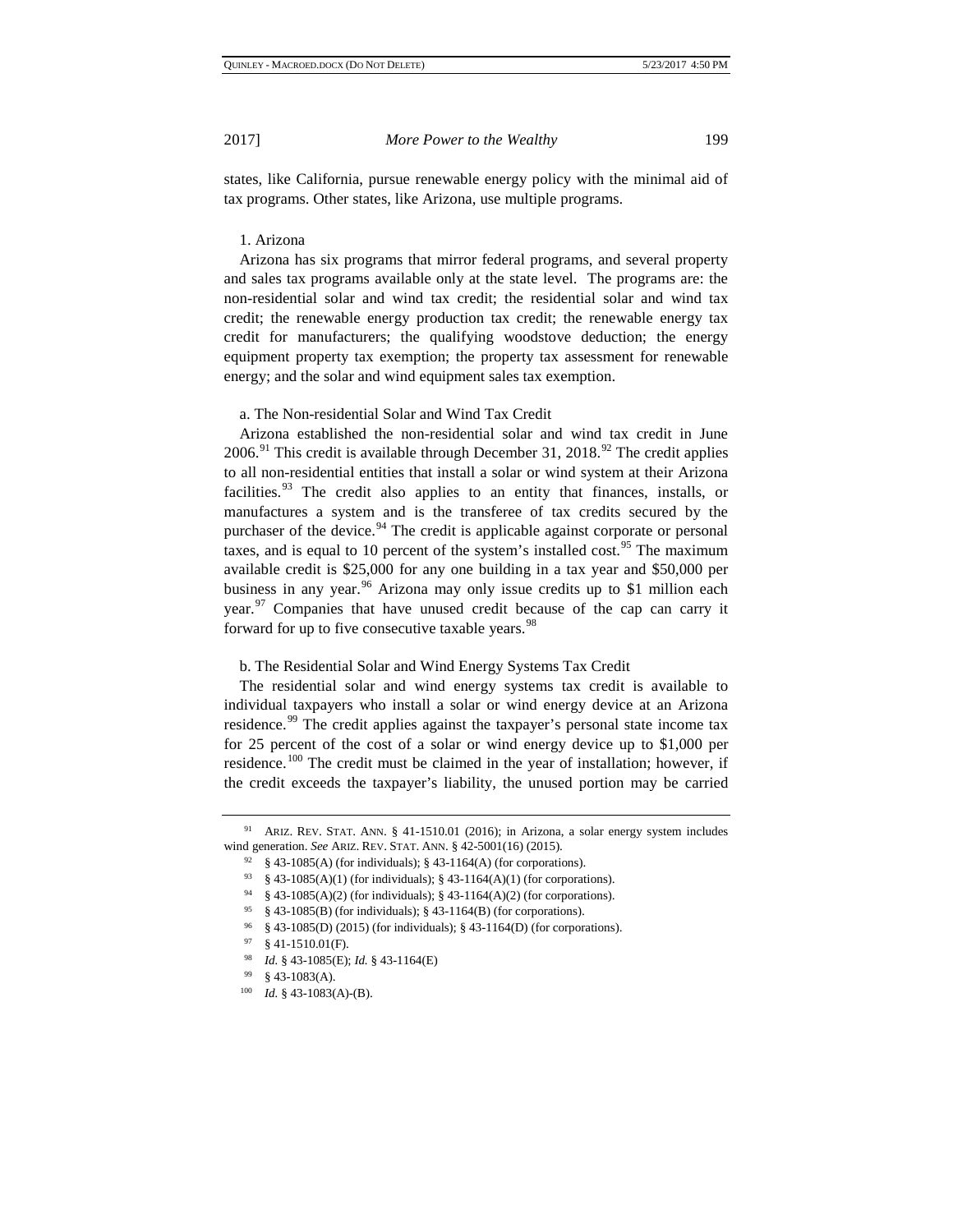states, like California, pursue renewable energy policy with the minimal aid of tax programs. Other states, like Arizona, use multiple programs.

### 1. Arizona

Arizona has six programs that mirror federal programs, and several property and sales tax programs available only at the state level. The programs are: the non-residential solar and wind tax credit; the residential solar and wind tax credit; the renewable energy production tax credit; the renewable energy tax credit for manufacturers; the qualifying woodstove deduction; the energy equipment property tax exemption; the property tax assessment for renewable energy; and the solar and wind equipment sales tax exemption.

#### a. The Non-residential Solar and Wind Tax Credit

Arizona established the non-residential solar and wind tax credit in June 2006.[91] This credit is available through December 31, 2018.[92] The credit applies to all non-residential entities that install a solar or wind system at their Arizona facilities.[93] The credit also applies to an entity that finances, installs, or manufactures a system and is the transferee of tax credits secured by the purchaser of the device.[94] The credit is applicable against corporate or personal taxes, and is equal to 10 percent of the system's installed cost.[95] The maximum available credit is $25,000 for any one building in a tax year and $50,000 per business in any year.[96] Arizona may only issue credits up to $1 million each year.[97] Companies that have unused credit because of the cap can carry it forward for up to five consecutive taxable years.[98]

#### b. The Residential Solar and Wind Energy Systems Tax Credit

The residential solar and wind energy systems tax credit is available to individual taxpayers who install a solar or wind energy device at an Arizona residence.[99] The credit applies against the taxpayer's personal state income tax for 25 percent of the cost of a solar or wind energy device up to $1,000 per residence.[100] The credit must be claimed in the year of installation; however, if the credit exceeds the taxpayer's liability, the unused portion may be carried

---

[91] ARIZ. REV. STAT. ANN. § 41-1510.01 (2016); in Arizona, a solar energy system includes wind generation. *See* ARIZ. REV. STAT. ANN. § 42-5001(16) (2015).

[92] § 43-1085(A) (for individuals); § 43-1164(A) (for corporations).

[93] § 43-1085(A)(1) (for individuals); § 43-1164(A)(1) (for corporations).

[94] § 43-1085(A)(2) (for individuals); § 43-1164(A)(2) (for corporations).

[95] § 43-1085(B) (for individuals); § 43-1164(B) (for corporations).

[96] § 43-1085(D) (2015) (for individuals); § 43-1164(D) (for corporations).

[97] § 41-1510.01(F).

[98] *Id.* § 43-1085(E); *Id.* § 43-1164(E)

[99] § 43-1083(A).

[100] *Id.* § 43-1083(A)-(B).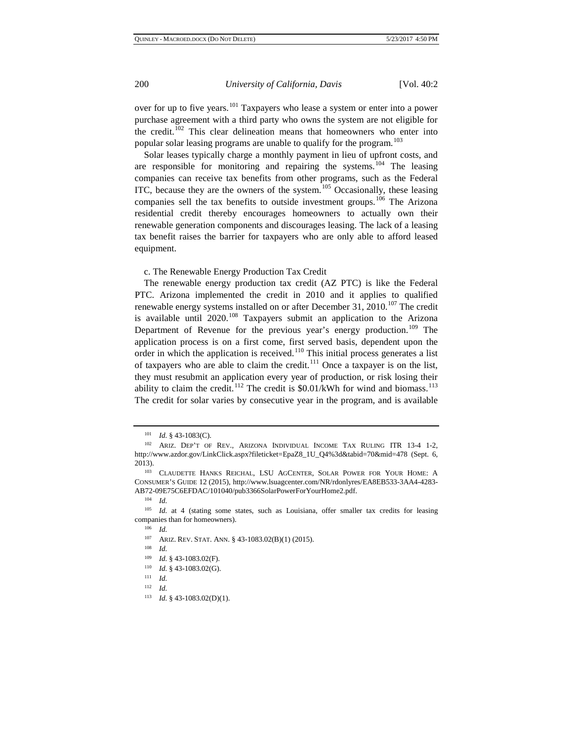over for up to five years.[101] Taxpayers who lease a system or enter into a power purchase agreement with a third party who owns the system are not eligible for the credit.[102] This clear delineation means that homeowners who enter into popular solar leasing programs are unable to qualify for the program.[103]

Solar leases typically charge a monthly payment in lieu of upfront costs, and are responsible for monitoring and repairing the systems.[104] The leasing companies can receive tax benefits from other programs, such as the Federal ITC, because they are the owners of the system.[105] Occasionally, these leasing companies sell the tax benefits to outside investment groups.[106] The Arizona residential credit thereby encourages homeowners to actually own their renewable generation components and discourages leasing. The lack of a leasing tax benefit raises the barrier for taxpayers who are only able to afford leased equipment.

c. The Renewable Energy Production Tax Credit

The renewable energy production tax credit (AZ PTC) is like the Federal PTC. Arizona implemented the credit in 2010 and it applies to qualified renewable energy systems installed on or after December 31, 2010.[107] The credit is available until 2020.[108] Taxpayers submit an application to the Arizona Department of Revenue for the previous year's energy production.[109] The application process is on a first come, first served basis, dependent upon the order in which the application is received.[110] This initial process generates a list of taxpayers who are able to claim the credit.[111] Once a taxpayer is on the list, they must resubmit an application every year of production, or risk losing their ability to claim the credit.[112] The credit is $0.01/kWh for wind and biomass.[113] The credit for solar varies by consecutive year in the program, and is available

---

[101] *Id.* § 43-1083(C).

[102] ARIZ. DEP'T OF REV., ARIZONA INDIVIDUAL INCOME TAX RULING ITR 13-4 1-2, http://www.azdor.gov/LinkClick.aspx?fileticket=EpaZ8_1U_Q4%3d&tabid=70&mid=478 (Sept. 6, 2013).

[103] CLAUDETTE HANKS REICHAL, LSU AGCENTER, SOLAR POWER FOR YOUR HOME: A CONSUMER'S GUIDE 12 (2015), http://www.lsuagcenter.com/NR/rdonlyres/EA8EB533-3AA4-4283-AB72-09E75C6EFDAC/101040/pub3366SolarPowerForYourHome2.pdf.

[104] *Id.*

[105] *Id.* at 4 (stating some states, such as Louisiana, offer smaller tax credits for leasing companies than for homeowners).

[106] *Id.*

[107] ARIZ. REV. STAT. ANN. § 43-1083.02(B)(1) (2015).

[108] *Id.*

[109] *Id.* § 43-1083.02(F).

[110] *Id.* § 43-1083.02(G).

[111] *Id.*

[112] *Id.*

[113] *Id.* § 43-1083.02(D)(1).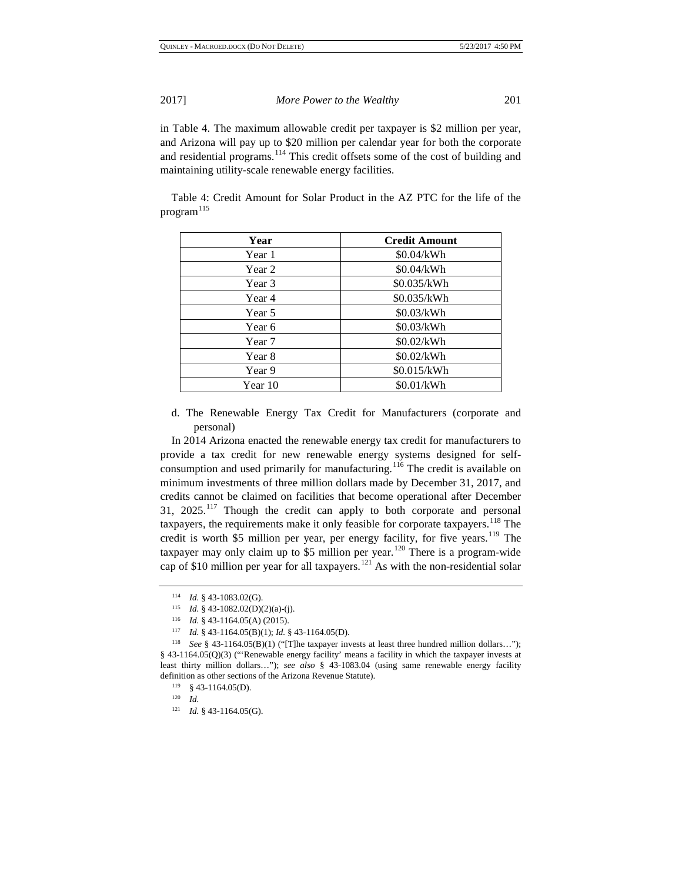in Table 4. The maximum allowable credit per taxpayer is $2 million per year, and Arizona will pay up to $20 million per calendar year for both the corporate and residential programs.[114] This credit offsets some of the cost of building and maintaining utility-scale renewable energy facilities.

Table 4: Credit Amount for Solar Product in the AZ PTC for the life of the program[115]

| Year | Credit Amount |
|---|---|
| Year 1 | $0.04/kWh |
| Year 2 | $0.04/kWh |
| Year 3 | $0.035/kWh |
| Year 4 | $0.035/kWh |
| Year 5 | $0.03/kWh |
| Year 6 | $0.03/kWh |
| Year 7 | $0.02/kWh |
| Year 8 | $0.02/kWh |
| Year 9 | $0.015/kWh |
| Year 10 | $0.01/kWh |

d. The Renewable Energy Tax Credit for Manufacturers (corporate and personal)

In 2014 Arizona enacted the renewable energy tax credit for manufacturers to provide a tax credit for new renewable energy systems designed for self-consumption and used primarily for manufacturing.[116] The credit is available on minimum investments of three million dollars made by December 31, 2017, and credits cannot be claimed on facilities that become operational after December 31, 2025.[117] Though the credit can apply to both corporate and personal taxpayers, the requirements make it only feasible for corporate taxpayers.[118] The credit is worth $5 million per year, per energy facility, for five years.[119] The taxpayer may only claim up to $5 million per year.[120] There is a program-wide cap of $10 million per year for all taxpayers.[121] As with the non-residential solar

---

[114] *Id.* § 43-1083.02(G).

[115] *Id.* § 43-1082.02(D)(2)(a)-(j).

[116] *Id.* § 43-1164.05(A) (2015).

[117] *Id.* § 43-1164.05(B)(1); *Id.* § 43-1164.05(D).

[118] *See* § 43-1164.05(B)(1) ("[T]he taxpayer invests at least three hundred million dollars…"); § 43-1164.05(Q)(3) ("'Renewable energy facility' means a facility in which the taxpayer invests at least thirty million dollars…"); *see also* § 43-1083.04 (using same renewable energy facility definition as other sections of the Arizona Revenue Statute).

[119] § 43-1164.05(D).

[120] *Id.*

[121] *Id.* § 43-1164.05(G).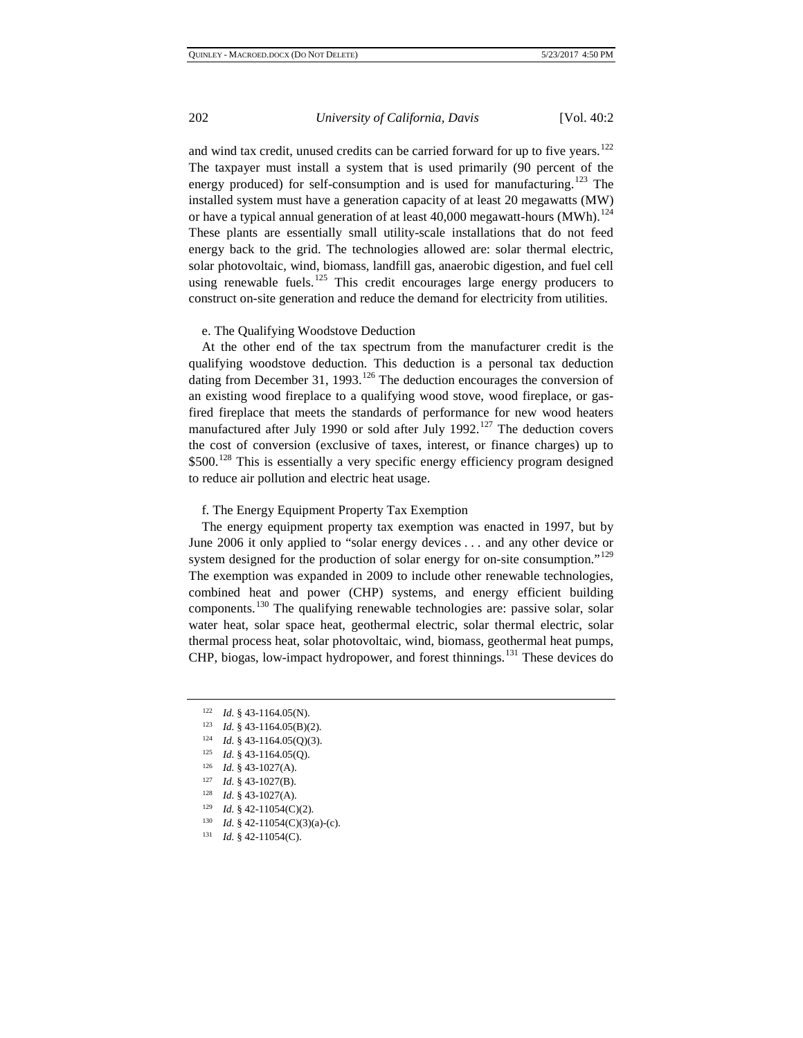and wind tax credit, unused credits can be carried forward for up to five years.[122] The taxpayer must install a system that is used primarily (90 percent of the energy produced) for self-consumption and is used for manufacturing.[123] The installed system must have a generation capacity of at least 20 megawatts (MW) or have a typical annual generation of at least 40,000 megawatt-hours (MWh).[124] These plants are essentially small utility-scale installations that do not feed energy back to the grid. The technologies allowed are: solar thermal electric, solar photovoltaic, wind, biomass, landfill gas, anaerobic digestion, and fuel cell using renewable fuels.[125] This credit encourages large energy producers to construct on-site generation and reduce the demand for electricity from utilities.

e. The Qualifying Woodstove Deduction

At the other end of the tax spectrum from the manufacturer credit is the qualifying woodstove deduction. This deduction is a personal tax deduction dating from December 31, 1993.[126] The deduction encourages the conversion of an existing wood fireplace to a qualifying wood stove, wood fireplace, or gas-fired fireplace that meets the standards of performance for new wood heaters manufactured after July 1990 or sold after July 1992.[127] The deduction covers the cost of conversion (exclusive of taxes, interest, or finance charges) up to $500.[128] This is essentially a very specific energy efficiency program designed to reduce air pollution and electric heat usage.

f. The Energy Equipment Property Tax Exemption

The energy equipment property tax exemption was enacted in 1997, but by June 2006 it only applied to "solar energy devices . . . and any other device or system designed for the production of solar energy for on-site consumption."[129] The exemption was expanded in 2009 to include other renewable technologies, combined heat and power (CHP) systems, and energy efficient building components.[130] The qualifying renewable technologies are: passive solar, solar water heat, solar space heat, geothermal electric, solar thermal electric, solar thermal process heat, solar photovoltaic, wind, biomass, geothermal heat pumps, CHP, biogas, low-impact hydropower, and forest thinnings.[131] These devices do

---

[122] *Id.* § 43-1164.05(N).

[123] *Id.* § 43-1164.05(B)(2).

[124] *Id.* § 43-1164.05(Q)(3).

[125] *Id.* § 43-1164.05(Q).

[126] *Id.* § 43-1027(A).

[127] *Id.* § 43-1027(B).

[128] *Id.* § 43-1027(A).

[129] *Id.* § 42-11054(C)(2).

[130] *Id.* § 42-11054(C)(3)(a)-(c).

[131] *Id.* § 42-11054(C).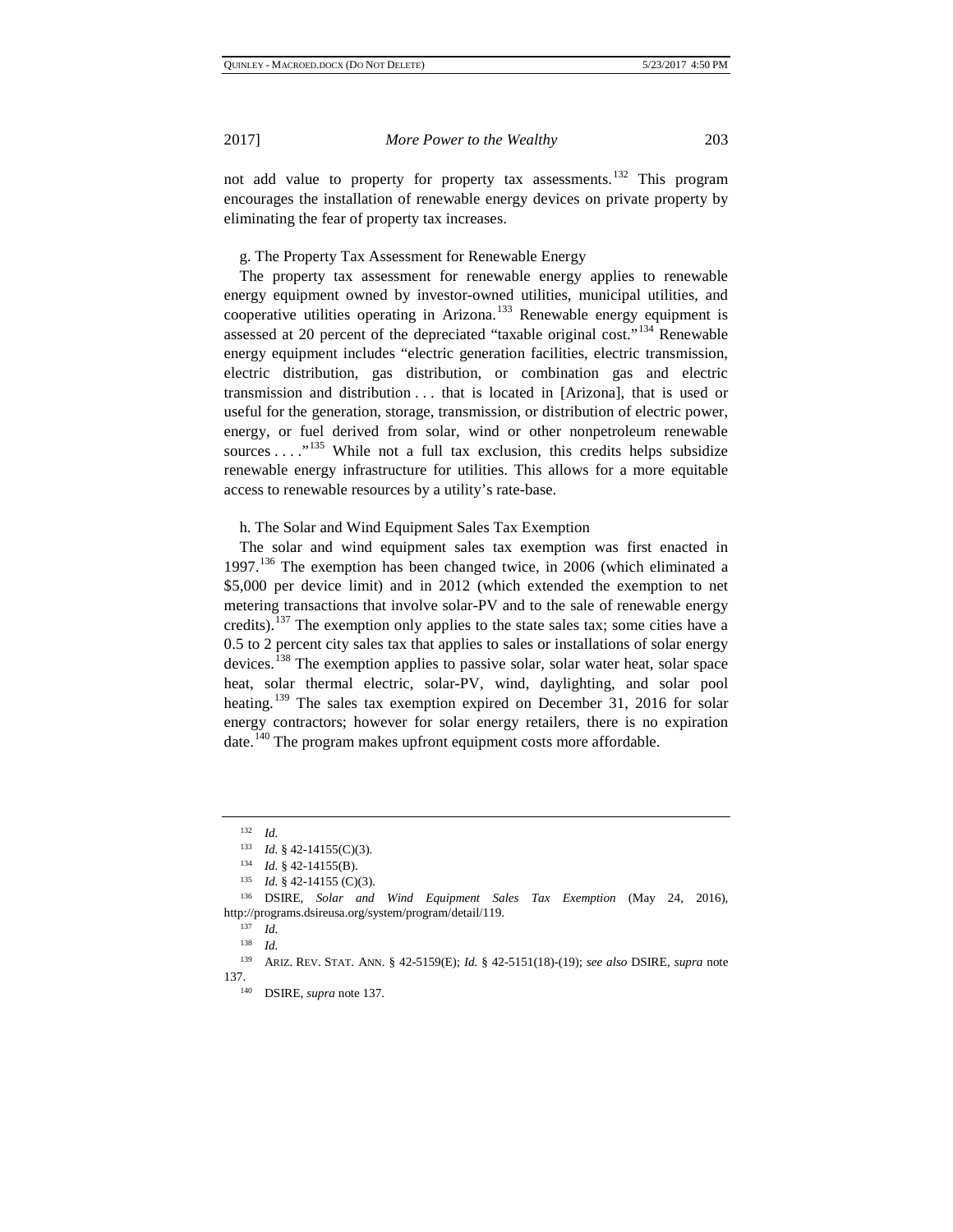not add value to property for property tax assessments.[132] This program encourages the installation of renewable energy devices on private property by eliminating the fear of property tax increases.

g. The Property Tax Assessment for Renewable Energy

The property tax assessment for renewable energy applies to renewable energy equipment owned by investor-owned utilities, municipal utilities, and cooperative utilities operating in Arizona.[133] Renewable energy equipment is assessed at 20 percent of the depreciated "taxable original cost."[134] Renewable energy equipment includes "electric generation facilities, electric transmission, electric distribution, gas distribution, or combination gas and electric transmission and distribution . . . that is located in [Arizona], that is used or useful for the generation, storage, transmission, or distribution of electric power, energy, or fuel derived from solar, wind or other nonpetroleum renewable sources . . . ."[135] While not a full tax exclusion, this credits helps subsidize renewable energy infrastructure for utilities. This allows for a more equitable access to renewable resources by a utility's rate-base.

h. The Solar and Wind Equipment Sales Tax Exemption

The solar and wind equipment sales tax exemption was first enacted in 1997.[136] The exemption has been changed twice, in 2006 (which eliminated a $5,000 per device limit) and in 2012 (which extended the exemption to net metering transactions that involve solar-PV and to the sale of renewable energy credits).[137] The exemption only applies to the state sales tax; some cities have a 0.5 to 2 percent city sales tax that applies to sales or installations of solar energy devices.[138] The exemption applies to passive solar, solar water heat, solar space heat, solar thermal electric, solar-PV, wind, daylighting, and solar pool heating.[139] The sales tax exemption expired on December 31, 2016 for solar energy contractors; however for solar energy retailers, there is no expiration date.[140] The program makes upfront equipment costs more affordable.

---

[132] *Id.*

[133] *Id.* § 42-14155(C)(3).

[134] *Id.* § 42-14155(B).

[135] *Id.* § 42-14155 (C)(3).

[136] DSIRE, *Solar and Wind Equipment Sales Tax Exemption* (May 24, 2016), http://programs.dsireusa.org/system/program/detail/119.

[137] *Id.*

[138] *Id.*

[139] ARIZ. REV. STAT. ANN. § 42-5159(E); *Id.* § 42-5151(18)-(19); *see also* DSIRE, *supra* note 137.

[140] DSIRE, *supra* note 137.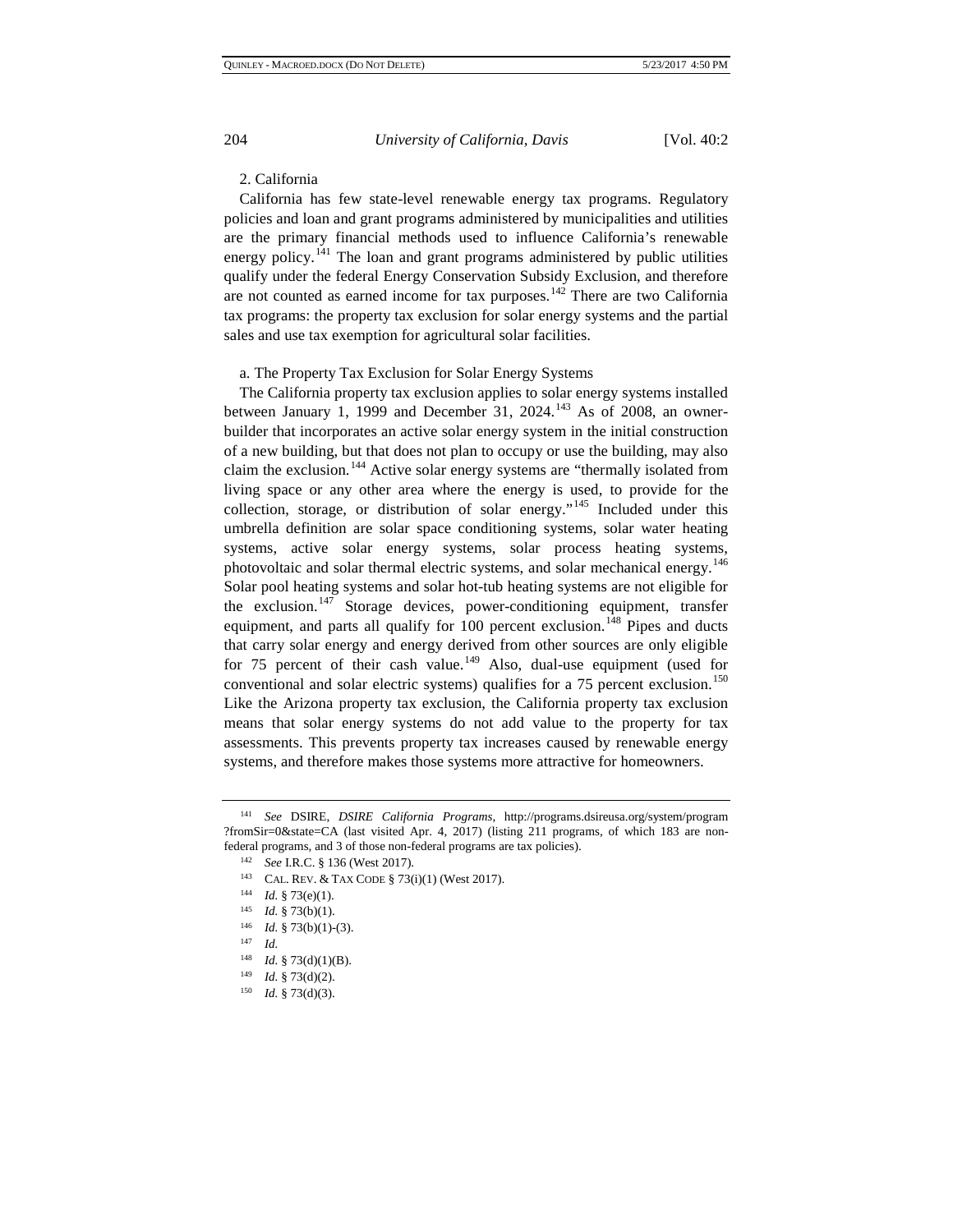### 2. California

California has few state-level renewable energy tax programs. Regulatory policies and loan and grant programs administered by municipalities and utilities are the primary financial methods used to influence California's renewable energy policy.[141] The loan and grant programs administered by public utilities qualify under the federal Energy Conservation Subsidy Exclusion, and therefore are not counted as earned income for tax purposes.[142] There are two California tax programs: the property tax exclusion for solar energy systems and the partial sales and use tax exemption for agricultural solar facilities.

#### a. The Property Tax Exclusion for Solar Energy Systems

The California property tax exclusion applies to solar energy systems installed between January 1, 1999 and December 31, 2024.[143] As of 2008, an owner-builder that incorporates an active solar energy system in the initial construction of a new building, but that does not plan to occupy or use the building, may also claim the exclusion.[144] Active solar energy systems are "thermally isolated from living space or any other area where the energy is used, to provide for the collection, storage, or distribution of solar energy."[145] Included under this umbrella definition are solar space conditioning systems, solar water heating systems, active solar energy systems, solar process heating systems, photovoltaic and solar thermal electric systems, and solar mechanical energy.[146] Solar pool heating systems and solar hot-tub heating systems are not eligible for the exclusion.[147] Storage devices, power-conditioning equipment, transfer equipment, and parts all qualify for 100 percent exclusion.[148] Pipes and ducts that carry solar energy and energy derived from other sources are only eligible for 75 percent of their cash value.[149] Also, dual-use equipment (used for conventional and solar electric systems) qualifies for a 75 percent exclusion.[150] Like the Arizona property tax exclusion, the California property tax exclusion means that solar energy systems do not add value to the property for tax assessments. This prevents property tax increases caused by renewable energy systems, and therefore makes those systems more attractive for homeowners.

---

[141] *See* DSIRE, *DSIRE California Programs*, http://programs.dsireusa.org/system/program?fromSir=0&state=CA (last visited Apr. 4, 2017) (listing 211 programs, of which 183 are non-federal programs, and 3 of those non-federal programs are tax policies).

[142] *See* I.R.C. § 136 (West 2017).

[143] CAL. REV. & TAX CODE § 73(i)(1) (West 2017).

[144] *Id.* § 73(e)(1).

[145] *Id.* § 73(b)(1).

[146] *Id.* § 73(b)(1)-(3).

[147] *Id.*

[148] *Id.* § 73(d)(1)(B).

[149] *Id.* § 73(d)(2).

[150] *Id.* § 73(d)(3).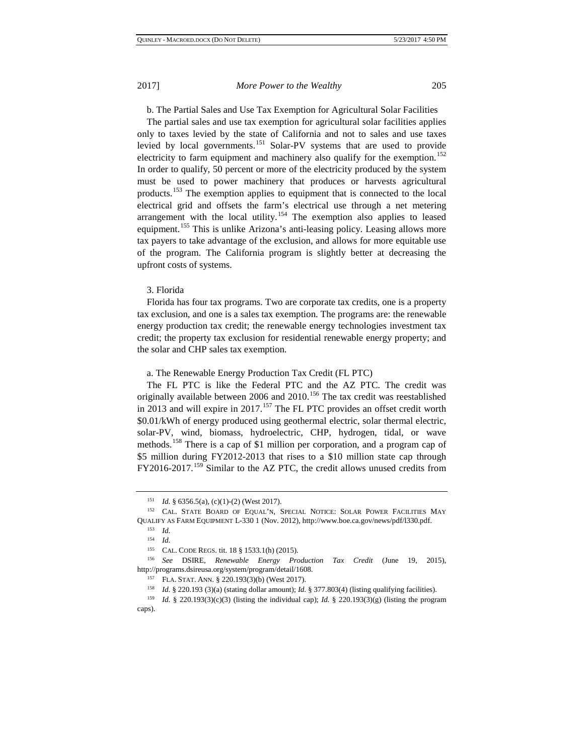b. The Partial Sales and Use Tax Exemption for Agricultural Solar Facilities

The partial sales and use tax exemption for agricultural solar facilities applies only to taxes levied by the state of California and not to sales and use taxes levied by local governments.[151] Solar-PV systems that are used to provide electricity to farm equipment and machinery also qualify for the exemption.[152] In order to qualify, 50 percent or more of the electricity produced by the system must be used to power machinery that produces or harvests agricultural products.[153] The exemption applies to equipment that is connected to the local electrical grid and offsets the farm's electrical use through a net metering arrangement with the local utility.[154] The exemption also applies to leased equipment.[155] This is unlike Arizona's anti-leasing policy. Leasing allows more tax payers to take advantage of the exclusion, and allows for more equitable use of the program. The California program is slightly better at decreasing the upfront costs of systems.

3. Florida

Florida has four tax programs. Two are corporate tax credits, one is a property tax exclusion, and one is a sales tax exemption. The programs are: the renewable energy production tax credit; the renewable energy technologies investment tax credit; the property tax exclusion for residential renewable energy property; and the solar and CHP sales tax exemption.

a. The Renewable Energy Production Tax Credit (FL PTC)

The FL PTC is like the Federal PTC and the AZ PTC. The credit was originally available between 2006 and 2010.[156] The tax credit was reestablished in 2013 and will expire in 2017.[157] The FL PTC provides an offset credit worth \$0.01/kWh of energy produced using geothermal electric, solar thermal electric, solar-PV, wind, biomass, hydroelectric, CHP, hydrogen, tidal, or wave methods.[158] There is a cap of \$1 million per corporation, and a program cap of \$5 million during FY2012-2013 that rises to a \$10 million state cap through FY2016-2017.[159] Similar to the AZ PTC, the credit allows unused credits from

---

[151] *Id.* § 6356.5(a), (c)(1)-(2) (West 2017).

[152] CAL. STATE BOARD OF EQUAL'N, SPECIAL NOTICE: SOLAR POWER FACILITIES MAY QUALIFY AS FARM EQUIPMENT L-330 1 (Nov. 2012), http://www.boe.ca.gov/news/pdf/l330.pdf.

[153] *Id.*

[154] *Id.*

[155] CAL. CODE REGS. tit. 18 § 1533.1(h) (2015).

[156] *See* DSIRE, *Renewable Energy Production Tax Credit* (June 19, 2015), http://programs.dsireusa.org/system/program/detail/1608.

[157] FLA. STAT. ANN. § 220.193(3)(b) (West 2017).

[158] *Id.* § 220.193 (3)(a) (stating dollar amount); *Id.* § 377.803(4) (listing qualifying facilities).

[159] *Id.* § 220.193(3)(c)(3) (listing the individual cap); *Id.* § 220.193(3)(g) (listing the program caps).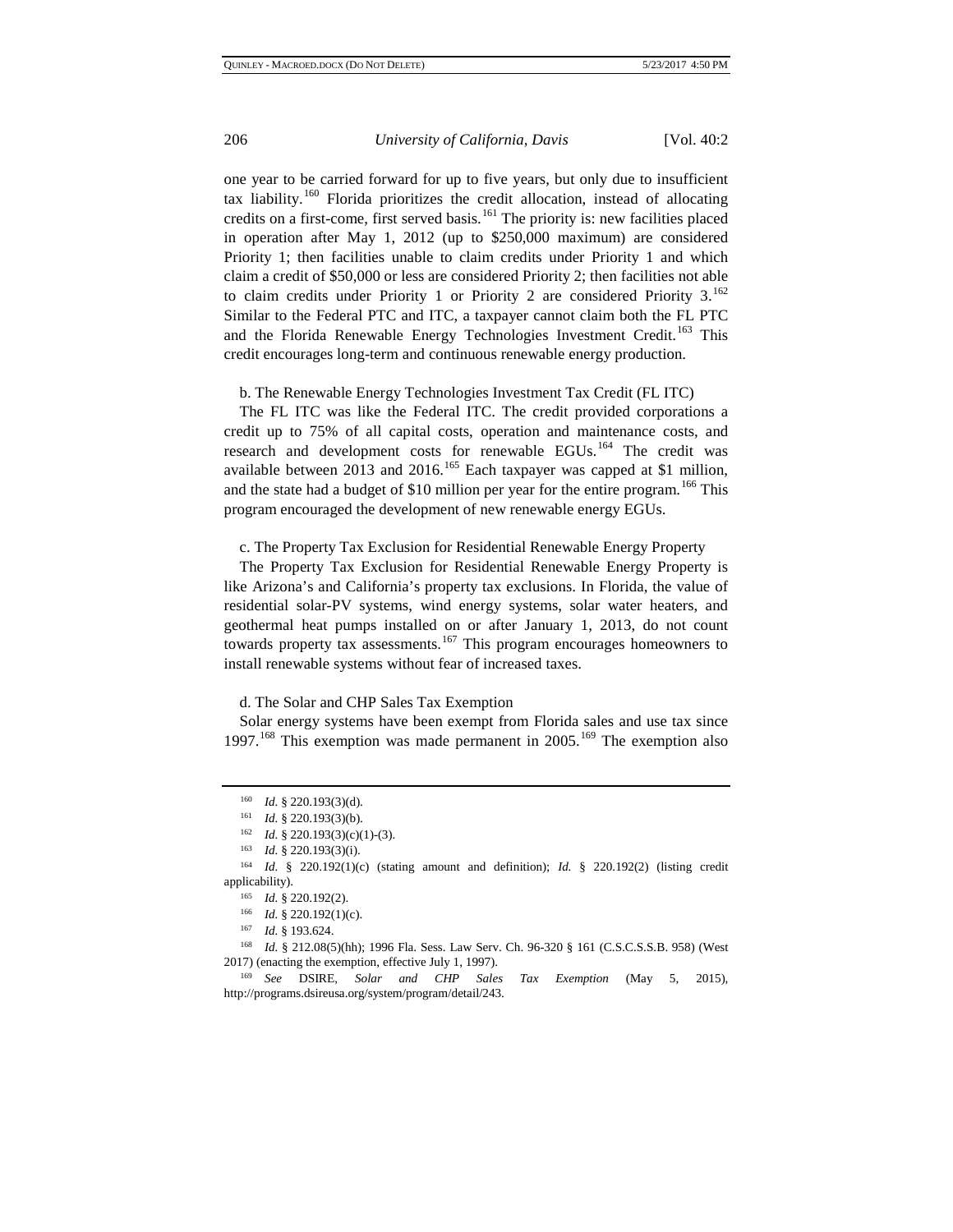one year to be carried forward for up to five years, but only due to insufficient tax liability.[160] Florida prioritizes the credit allocation, instead of allocating credits on a first-come, first served basis.[161] The priority is: new facilities placed in operation after May 1, 2012 (up to $250,000 maximum) are considered Priority 1; then facilities unable to claim credits under Priority 1 and which claim a credit of $50,000 or less are considered Priority 2; then facilities not able to claim credits under Priority 1 or Priority 2 are considered Priority 3.[162] Similar to the Federal PTC and ITC, a taxpayer cannot claim both the FL PTC and the Florida Renewable Energy Technologies Investment Credit.[163] This credit encourages long-term and continuous renewable energy production.

b. The Renewable Energy Technologies Investment Tax Credit (FL ITC)

The FL ITC was like the Federal ITC. The credit provided corporations a credit up to 75% of all capital costs, operation and maintenance costs, and research and development costs for renewable EGUs.[164] The credit was available between 2013 and 2016.[165] Each taxpayer was capped at $1 million, and the state had a budget of $10 million per year for the entire program.[166] This program encouraged the development of new renewable energy EGUs.

c. The Property Tax Exclusion for Residential Renewable Energy Property

The Property Tax Exclusion for Residential Renewable Energy Property is like Arizona's and California's property tax exclusions. In Florida, the value of residential solar-PV systems, wind energy systems, solar water heaters, and geothermal heat pumps installed on or after January 1, 2013, do not count towards property tax assessments.[167] This program encourages homeowners to install renewable systems without fear of increased taxes.

d. The Solar and CHP Sales Tax Exemption

Solar energy systems have been exempt from Florida sales and use tax since 1997.[168] This exemption was made permanent in 2005.[169] The exemption also

---

[160] *Id.* § 220.193(3)(d).

[161] *Id.* § 220.193(3)(b).

[162] *Id.* § 220.193(3)(c)(1)-(3).

[163] *Id.* § 220.193(3)(i).

[164] *Id.* § 220.192(1)(c) (stating amount and definition); *Id.* § 220.192(2) (listing credit applicability).

[165] *Id.* § 220.192(2).

[166] *Id.* § 220.192(1)(c).

[167] *Id.* § 193.624.

[168] *Id.* § 212.08(5)(hh); 1996 Fla. Sess. Law Serv. Ch. 96-320 § 161 (C.S.C.S.S.B. 958) (West 2017) (enacting the exemption, effective July 1, 1997).

[169] *See* DSIRE, *Solar and CHP Sales Tax Exemption* (May 5, 2015), http://programs.dsireusa.org/system/program/detail/243.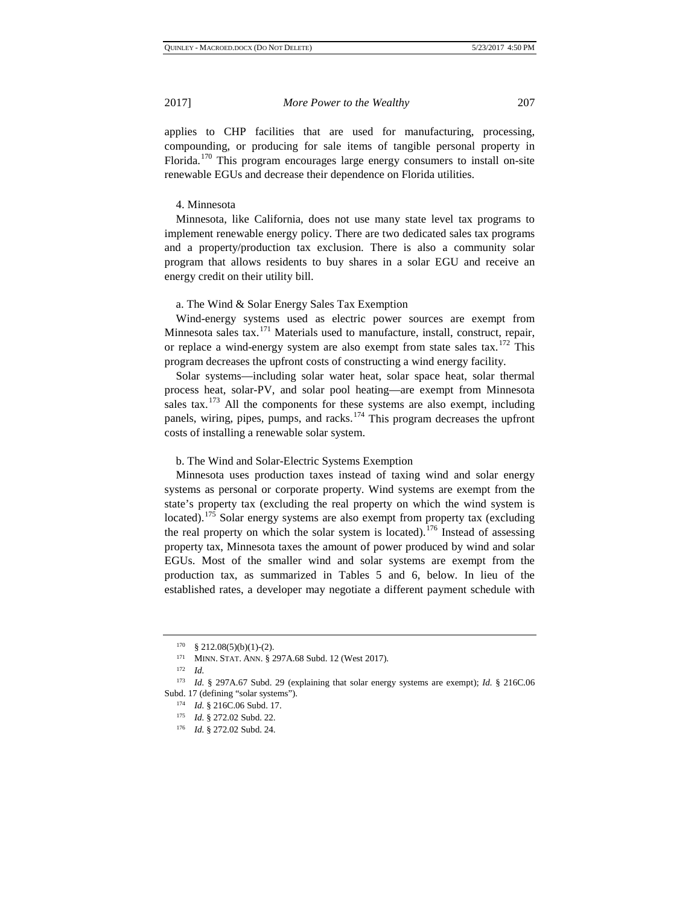applies to CHP facilities that are used for manufacturing, processing, compounding, or producing for sale items of tangible personal property in Florida.[170] This program encourages large energy consumers to install on-site renewable EGUs and decrease their dependence on Florida utilities.

### 4. Minnesota

Minnesota, like California, does not use many state level tax programs to implement renewable energy policy. There are two dedicated sales tax programs and a property/production tax exclusion. There is also a community solar program that allows residents to buy shares in a solar EGU and receive an energy credit on their utility bill.

#### a. The Wind & Solar Energy Sales Tax Exemption

Wind-energy systems used as electric power sources are exempt from Minnesota sales tax.[171] Materials used to manufacture, install, construct, repair, or replace a wind-energy system are also exempt from state sales tax.[172] This program decreases the upfront costs of constructing a wind energy facility.

Solar systems—including solar water heat, solar space heat, solar thermal process heat, solar-PV, and solar pool heating—are exempt from Minnesota sales tax.[173] All the components for these systems are also exempt, including panels, wiring, pipes, pumps, and racks.[174] This program decreases the upfront costs of installing a renewable solar system.

#### b. The Wind and Solar-Electric Systems Exemption

Minnesota uses production taxes instead of taxing wind and solar energy systems as personal or corporate property. Wind systems are exempt from the state's property tax (excluding the real property on which the wind system is located).[175] Solar energy systems are also exempt from property tax (excluding the real property on which the solar system is located).[176] Instead of assessing property tax, Minnesota taxes the amount of power produced by wind and solar EGUs. Most of the smaller wind and solar systems are exempt from the production tax, as summarized in Tables 5 and 6, below. In lieu of the established rates, a developer may negotiate a different payment schedule with

---

[170] § 212.08(5)(b)(1)-(2).

[171] MINN. STAT. ANN. § 297A.68 Subd. 12 (West 2017).

[172] *Id.*

[173] *Id.* § 297A.67 Subd. 29 (explaining that solar energy systems are exempt); *Id.* § 216C.06 Subd. 17 (defining "solar systems").

[174] *Id.* § 216C.06 Subd. 17.

[175] *Id.* § 272.02 Subd. 22.

[176] *Id.* § 272.02 Subd. 24.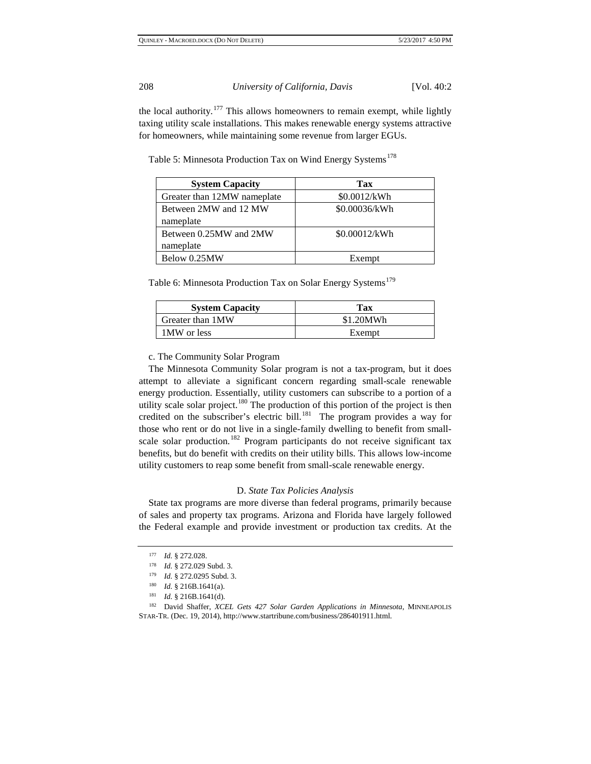the local authority.[177] This allows homeowners to remain exempt, while lightly taxing utility scale installations. This makes renewable energy systems attractive for homeowners, while maintaining some revenue from larger EGUs.

Table 5: Minnesota Production Tax on Wind Energy Systems[178]

| System Capacity | Tax |
|---|---|
| Greater than 12MW nameplate | \$0.0012/kWh |
| Between 2MW and 12 MW nameplate | \$0.00036/kWh |
| Between 0.25MW and 2MW nameplate | \$0.00012/kWh |
| Below 0.25MW | Exempt |

Table 6: Minnesota Production Tax on Solar Energy Systems[179]

| System Capacity | Tax |
|---|---|
| Greater than 1MW | \$1.20MWh |
| 1MW or less | Exempt |

c. The Community Solar Program

The Minnesota Community Solar program is not a tax-program, but it does attempt to alleviate a significant concern regarding small-scale renewable energy production. Essentially, utility customers can subscribe to a portion of a utility scale solar project.[180] The production of this portion of the project is then credited on the subscriber's electric bill.[181] The program provides a way for those who rent or do not live in a single-family dwelling to benefit from small-scale solar production.[182] Program participants do not receive significant tax benefits, but do benefit with credits on their utility bills. This allows low-income utility customers to reap some benefit from small-scale renewable energy.

### D. *State Tax Policies Analysis*

State tax programs are more diverse than federal programs, primarily because of sales and property tax programs. Arizona and Florida have largely followed the Federal example and provide investment or production tax credits. At the

---

[177] *Id.* § 272.028.

[178] *Id.* § 272.029 Subd. 3.

[179] *Id.* § 272.0295 Subd. 3.

[180] *Id.* § 216B.1641(a).

[181] *Id.* § 216B.1641(d).

[182] David Shaffer, *XCEL Gets 427 Solar Garden Applications in Minnesota*, MINNEAPOLIS STAR-TR. (Dec. 19, 2014), http://www.startribune.com/business/286401911.html.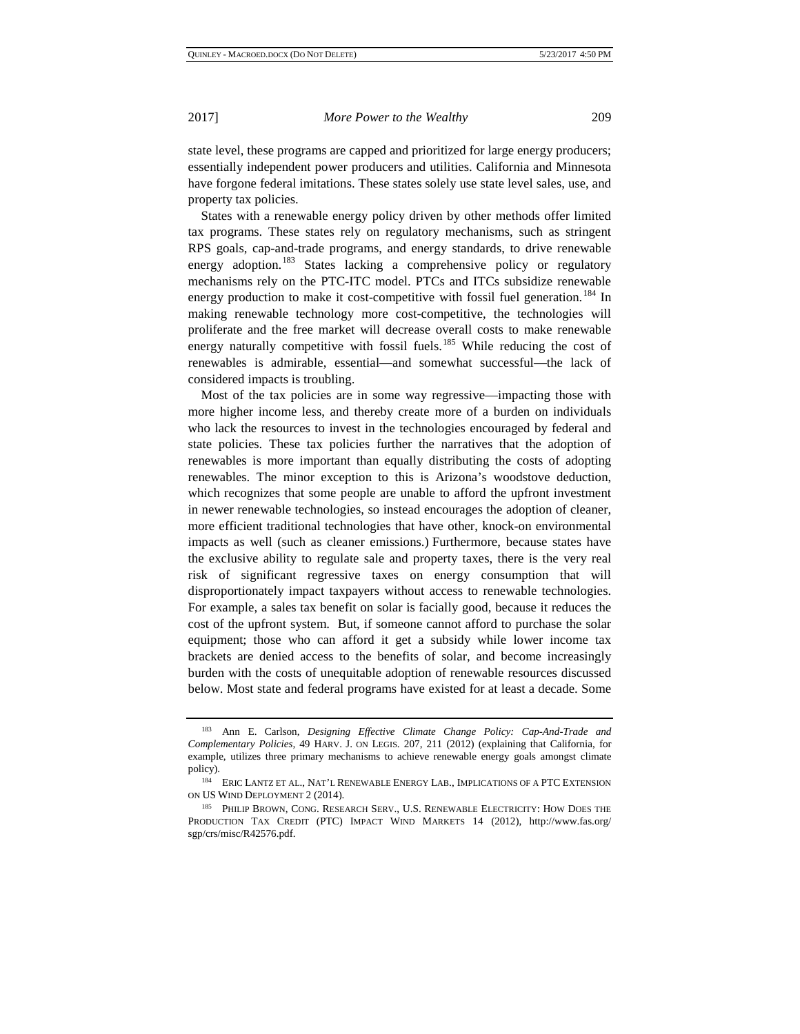state level, these programs are capped and prioritized for large energy producers; essentially independent power producers and utilities. California and Minnesota have forgone federal imitations. These states solely use state level sales, use, and property tax policies.

States with a renewable energy policy driven by other methods offer limited tax programs. These states rely on regulatory mechanisms, such as stringent RPS goals, cap-and-trade programs, and energy standards, to drive renewable energy adoption.[183] States lacking a comprehensive policy or regulatory mechanisms rely on the PTC-ITC model. PTCs and ITCs subsidize renewable energy production to make it cost-competitive with fossil fuel generation.[184] In making renewable technology more cost-competitive, the technologies will proliferate and the free market will decrease overall costs to make renewable energy naturally competitive with fossil fuels.[185] While reducing the cost of renewables is admirable, essential—and somewhat successful—the lack of considered impacts is troubling.

Most of the tax policies are in some way regressive—impacting those with more higher income less, and thereby create more of a burden on individuals who lack the resources to invest in the technologies encouraged by federal and state policies. These tax policies further the narratives that the adoption of renewables is more important than equally distributing the costs of adopting renewables. The minor exception to this is Arizona's woodstove deduction, which recognizes that some people are unable to afford the upfront investment in newer renewable technologies, so instead encourages the adoption of cleaner, more efficient traditional technologies that have other, knock-on environmental impacts as well (such as cleaner emissions.) Furthermore, because states have the exclusive ability to regulate sale and property taxes, there is the very real risk of significant regressive taxes on energy consumption that will disproportionately impact taxpayers without access to renewable technologies. For example, a sales tax benefit on solar is facially good, because it reduces the cost of the upfront system. But, if someone cannot afford to purchase the solar equipment; those who can afford it get a subsidy while lower income tax brackets are denied access to the benefits of solar, and become increasingly burden with the costs of unequitable adoption of renewable resources discussed below. Most state and federal programs have existed for at least a decade. Some

---

[183] Ann E. Carlson, *Designing Effective Climate Change Policy: Cap-And-Trade and Complementary Policies*, 49 HARV. J. ON LEGIS. 207, 211 (2012) (explaining that California, for example, utilizes three primary mechanisms to achieve renewable energy goals amongst climate policy).

[184] ERIC LANTZ ET AL., NAT'L RENEWABLE ENERGY LAB., IMPLICATIONS OF A PTC EXTENSION ON US WIND DEPLOYMENT 2 (2014).

[185] PHILIP BROWN, CONG. RESEARCH SERV., U.S. RENEWABLE ELECTRICITY: HOW DOES THE PRODUCTION TAX CREDIT (PTC) IMPACT WIND MARKETS 14 (2012), http://www.fas.org/sgp/crs/misc/R42576.pdf.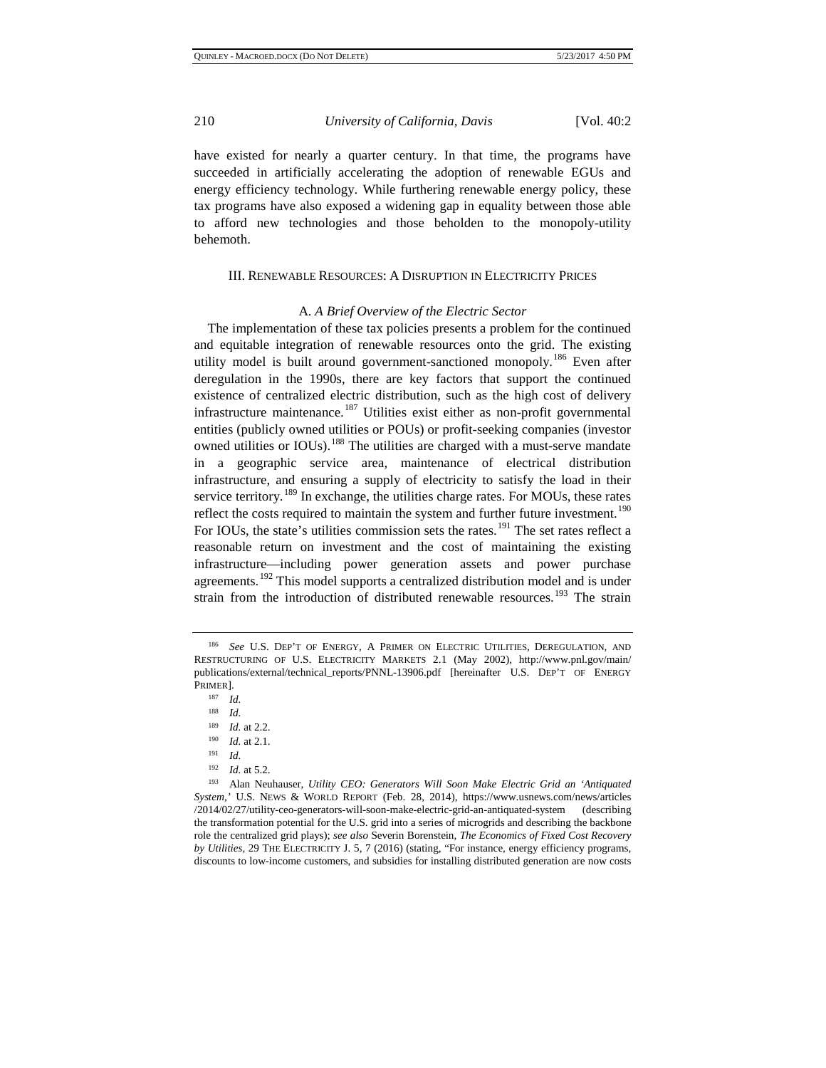have existed for nearly a quarter century. In that time, the programs have succeeded in artificially accelerating the adoption of renewable EGUs and energy efficiency technology. While furthering renewable energy policy, these tax programs have also exposed a widening gap in equality between those able to afford new technologies and those beholden to the monopoly-utility behemoth.

## III. RENEWABLE RESOURCES: A DISRUPTION IN ELECTRICITY PRICES

### A. *A Brief Overview of the Electric Sector*

The implementation of these tax policies presents a problem for the continued and equitable integration of renewable resources onto the grid. The existing utility model is built around government-sanctioned monopoly.[186] Even after deregulation in the 1990s, there are key factors that support the continued existence of centralized electric distribution, such as the high cost of delivery infrastructure maintenance.[187] Utilities exist either as non-profit governmental entities (publicly owned utilities or POUs) or profit-seeking companies (investor owned utilities or IOUs).[188] The utilities are charged with a must-serve mandate in a geographic service area, maintenance of electrical distribution infrastructure, and ensuring a supply of electricity to satisfy the load in their service territory.[189] In exchange, the utilities charge rates. For MOUs, these rates reflect the costs required to maintain the system and further future investment.[190] For IOUs, the state's utilities commission sets the rates.[191] The set rates reflect a reasonable return on investment and the cost of maintaining the existing infrastructure—including power generation assets and power purchase agreements.[192] This model supports a centralized distribution model and is under strain from the introduction of distributed renewable resources.[193] The strain

---

[186] *See* U.S. DEP'T OF ENERGY, A PRIMER ON ELECTRIC UTILITIES, DEREGULATION, AND RESTRUCTURING OF U.S. ELECTRICITY MARKETS 2.1 (May 2002), http://www.pnl.gov/main/publications/external/technical_reports/PNNL-13906.pdf [hereinafter U.S. DEP'T OF ENERGY PRIMER].

[187] *Id.*

[188] *Id.*

[189] *Id.* at 2.2.

[190] *Id.* at 2.1.

[191] *Id.*

[192] *Id.* at 5.2.

[193] Alan Neuhauser, *Utility CEO: Generators Will Soon Make Electric Grid an 'Antiquated System,'* U.S. NEWS & WORLD REPORT (Feb. 28, 2014), https://www.usnews.com/news/articles/2014/02/27/utility-ceo-generators-will-soon-make-electric-grid-an-antiquated-system (describing the transformation potential for the U.S. grid into a series of microgrids and describing the backbone role the centralized grid plays); *see also* Severin Borenstein, *The Economics of Fixed Cost Recovery by Utilities*, 29 THE ELECTRICITY J. 5, 7 (2016) (stating, "For instance, energy efficiency programs, discounts to low-income customers, and subsidies for installing distributed generation are now costs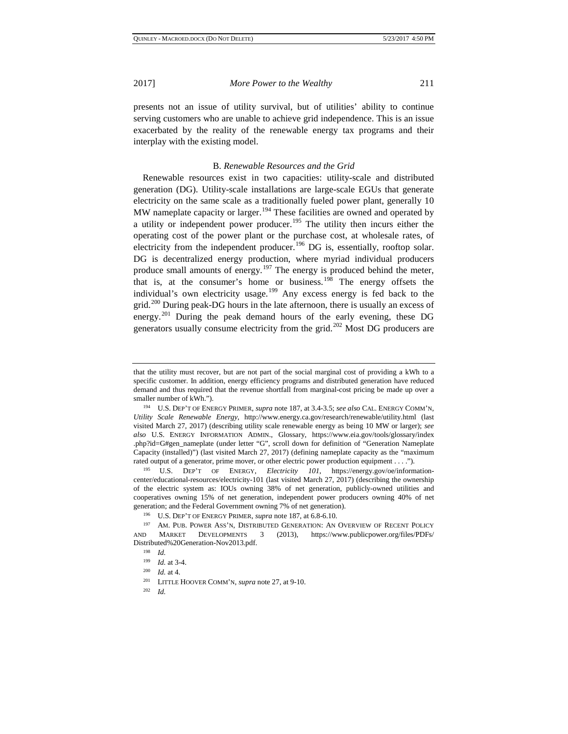presents not an issue of utility survival, but of utilities' ability to continue serving customers who are unable to achieve grid independence. This is an issue exacerbated by the reality of the renewable energy tax programs and their interplay with the existing model.

### B. *Renewable Resources and the Grid*

Renewable resources exist in two capacities: utility-scale and distributed generation (DG). Utility-scale installations are large-scale EGUs that generate electricity on the same scale as a traditionally fueled power plant, generally 10 MW nameplate capacity or larger.[194] These facilities are owned and operated by a utility or independent power producer.[195] The utility then incurs either the operating cost of the power plant or the purchase cost, at wholesale rates, of electricity from the independent producer.[196] DG is, essentially, rooftop solar. DG is decentralized energy production, where myriad individual producers produce small amounts of energy.[197] The energy is produced behind the meter, that is, at the consumer's home or business.[198] The energy offsets the individual's own electricity usage.[199] Any excess energy is fed back to the grid.[200] During peak-DG hours in the late afternoon, there is usually an excess of energy.[201] During the peak demand hours of the early evening, these DG generators usually consume electricity from the grid.[202] Most DG producers are

---

that the utility must recover, but are not part of the social marginal cost of providing a kWh to a specific customer. In addition, energy efficiency programs and distributed generation have reduced demand and thus required that the revenue shortfall from marginal-cost pricing be made up over a smaller number of kWh.").

[194] U.S. DEP'T OF ENERGY PRIMER, *supra* note 187, at 3.4-3.5; *see also* CAL. ENERGY COMM'N, *Utility Scale Renewable Energy*, http://www.energy.ca.gov/research/renewable/utility.html (last visited March 27, 2017) (describing utility scale renewable energy as being 10 MW or larger); *see also* U.S. ENERGY INFORMATION ADMIN., Glossary, https://www.eia.gov/tools/glossary/index.php?id=G#gen_nameplate (under letter "G", scroll down for definition of "Generation Nameplate Capacity (installed)") (last visited March 27, 2017) (defining nameplate capacity as the "maximum rated output of a generator, prime mover, or other electric power production equipment . . . .").

[195] U.S. DEP'T OF ENERGY, *Electricity 101*, https://energy.gov/oe/information-center/educational-resources/electricity-101 (last visited March 27, 2017) (describing the ownership of the electric system as: IOUs owning 38% of net generation, publicly-owned utilities and cooperatives owning 15% of net generation, independent power producers owning 40% of net generation; and the Federal Government owning 7% of net generation).

[196] U.S. DEP'T OF ENERGY PRIMER, *supra* note 187, at 6.8-6.10.

[197] AM. PUB. POWER ASS'N, DISTRIBUTED GENERATION: AN OVERVIEW OF RECENT POLICY AND MARKET DEVELOPMENTS 3 (2013), https://www.publicpower.org/files/PDFs/Distributed%20Generation-Nov2013.pdf.

[198] *Id.*

[199] *Id.* at 3-4.

[200] *Id.* at 4.

[201] LITTLE HOOVER COMM'N, *supra* note 27, at 9-10.

[202] *Id.*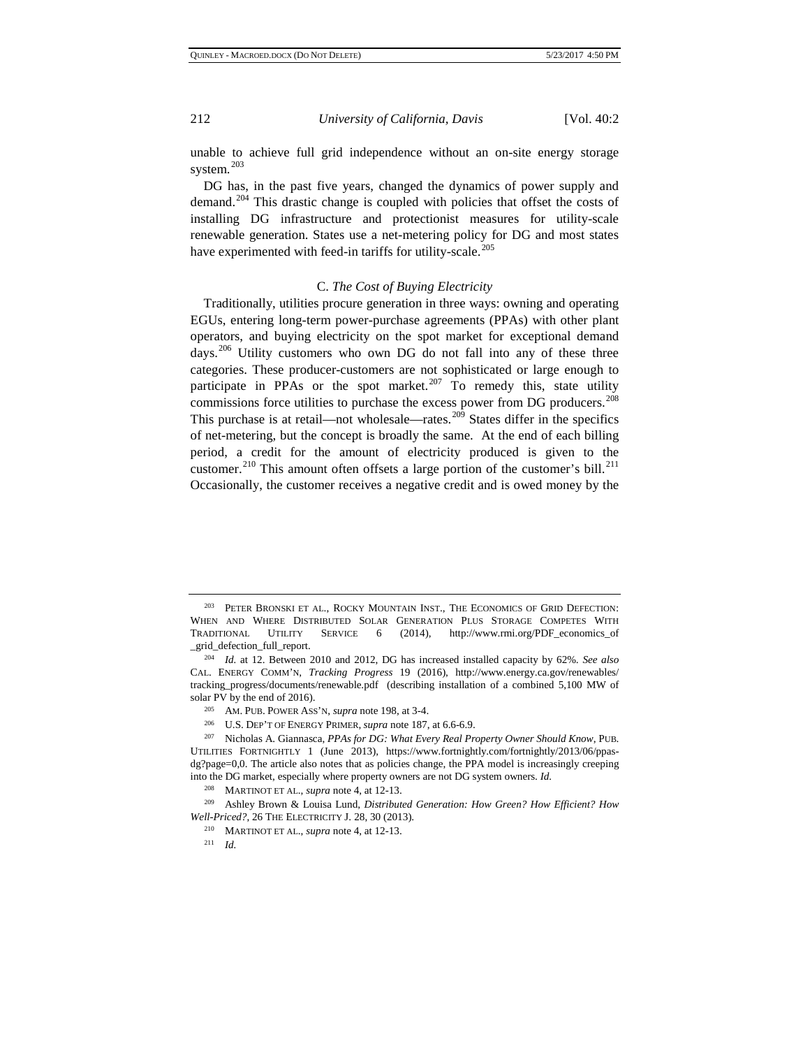unable to achieve full grid independence without an on-site energy storage system.[203]

DG has, in the past five years, changed the dynamics of power supply and demand.[204] This drastic change is coupled with policies that offset the costs of installing DG infrastructure and protectionist measures for utility-scale renewable generation. States use a net-metering policy for DG and most states have experimented with feed-in tariffs for utility-scale.[205]

### C. *The Cost of Buying Electricity*

Traditionally, utilities procure generation in three ways: owning and operating EGUs, entering long-term power-purchase agreements (PPAs) with other plant operators, and buying electricity on the spot market for exceptional demand days.[206] Utility customers who own DG do not fall into any of these three categories. These producer-customers are not sophisticated or large enough to participate in PPAs or the spot market.[207] To remedy this, state utility commissions force utilities to purchase the excess power from DG producers.[208] This purchase is at retail—not wholesale—rates.[209] States differ in the specifics of net-metering, but the concept is broadly the same. At the end of each billing period, a credit for the amount of electricity produced is given to the customer.[210] This amount often offsets a large portion of the customer's bill.[211] Occasionally, the customer receives a negative credit and is owed money by the

---

[203] PETER BRONSKI ET AL., ROCKY MOUNTAIN INST., THE ECONOMICS OF GRID DEFECTION: WHEN AND WHERE DISTRIBUTED SOLAR GENERATION PLUS STORAGE COMPETES WITH TRADITIONAL UTILITY SERVICE 6 (2014), http://www.rmi.org/PDF_economics_of_grid_defection_full_report.

[204] *Id.* at 12. Between 2010 and 2012, DG has increased installed capacity by 62%. *See also* CAL. ENERGY COMM'N, *Tracking Progress* 19 (2016), http://www.energy.ca.gov/renewables/tracking_progress/documents/renewable.pdf (describing installation of a combined 5,100 MW of solar PV by the end of 2016).

[205] AM. PUB. POWER ASS'N, *supra* note 198, at 3-4.

[206] U.S. DEP'T OF ENERGY PRIMER, *supra* note 187, at 6.6-6.9.

[207] Nicholas A. Giannasca, *PPAs for DG: What Every Real Property Owner Should Know*, PUB. UTILITIES FORTNIGHTLY 1 (June 2013), https://www.fortnightly.com/fortnightly/2013/06/ppas-dg?page=0,0. The article also notes that as policies change, the PPA model is increasingly creeping into the DG market, especially where property owners are not DG system owners. *Id.*

[208] MARTINOT ET AL., *supra* note 4, at 12-13.

[209] Ashley Brown & Louisa Lund, *Distributed Generation: How Green? How Efficient? How Well-Priced?*, 26 THE ELECTRICITY J. 28, 30 (2013).

[210] MARTINOT ET AL., *supra* note 4, at 12-13.

[211] *Id.*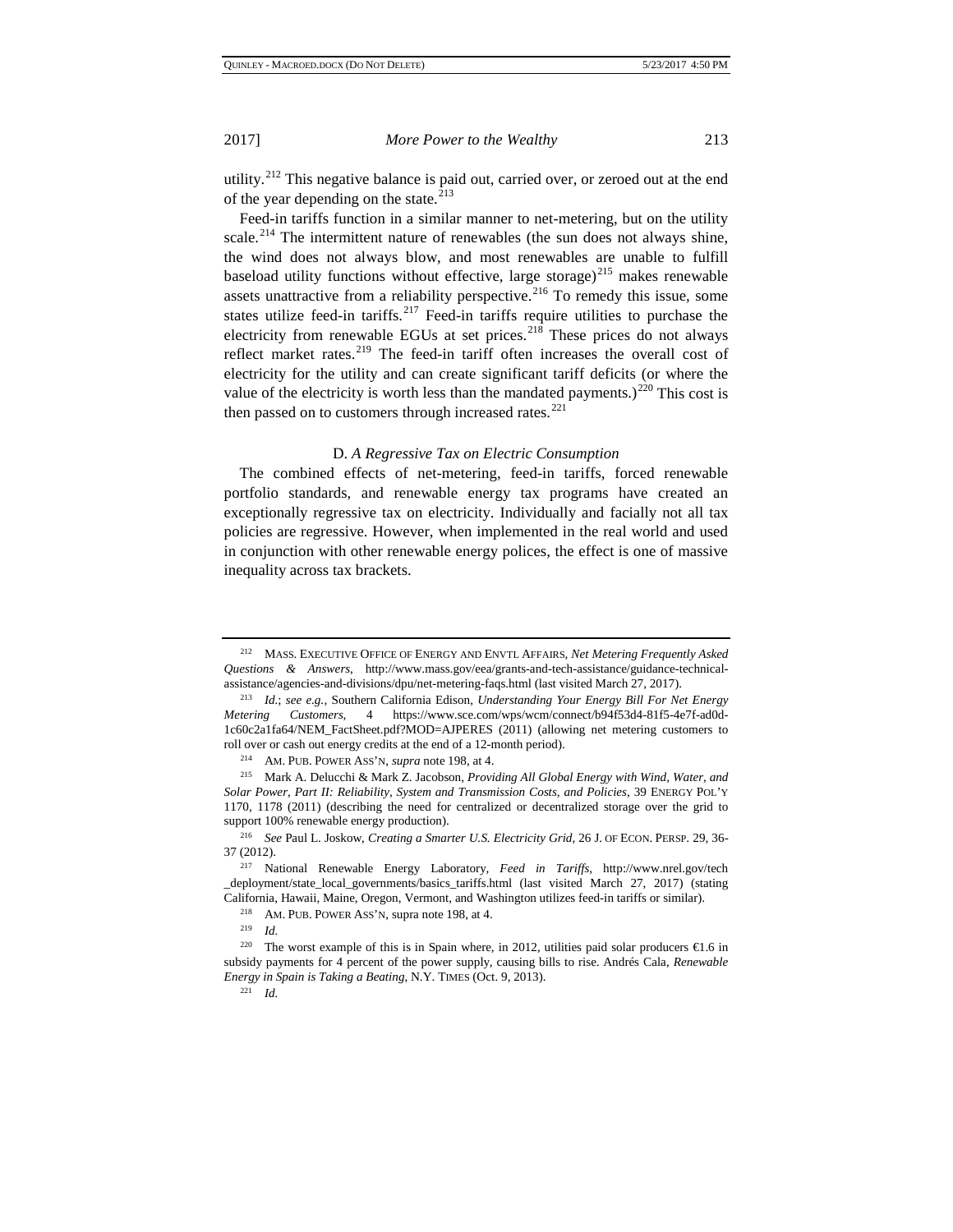utility.[212] This negative balance is paid out, carried over, or zeroed out at the end of the year depending on the state.[213]

Feed-in tariffs function in a similar manner to net-metering, but on the utility scale.[214] The intermittent nature of renewables (the sun does not always shine, the wind does not always blow, and most renewables are unable to fulfill baseload utility functions without effective, large storage)[215] makes renewable assets unattractive from a reliability perspective.[216] To remedy this issue, some states utilize feed-in tariffs.[217] Feed-in tariffs require utilities to purchase the electricity from renewable EGUs at set prices.[218] These prices do not always reflect market rates.[219] The feed-in tariff often increases the overall cost of electricity for the utility and can create significant tariff deficits (or where the value of the electricity is worth less than the mandated payments.)[220] This cost is then passed on to customers through increased rates.[221]

### D. *A Regressive Tax on Electric Consumption*

The combined effects of net-metering, feed-in tariffs, forced renewable portfolio standards, and renewable energy tax programs have created an exceptionally regressive tax on electricity. Individually and facially not all tax policies are regressive. However, when implemented in the real world and used in conjunction with other renewable energy polices, the effect is one of massive inequality across tax brackets.

---

[212] MASS. EXECUTIVE OFFICE OF ENERGY AND ENVTL AFFAIRS, *Net Metering Frequently Asked Questions & Answers*, http://www.mass.gov/eea/grants-and-tech-assistance/guidance-technical-assistance/agencies-and-divisions/dpu/net-metering-faqs.html (last visited March 27, 2017).

[213] *Id.*; *see e.g.*, Southern California Edison, *Understanding Your Energy Bill For Net Energy Metering Customers*, 4 https://www.sce.com/wps/wcm/connect/b94f53d4-81f5-4e7f-ad0d-1c60c2a1fa64/NEM_FactSheet.pdf?MOD=AJPERES (2011) (allowing net metering customers to roll over or cash out energy credits at the end of a 12-month period).

[214] AM. PUB. POWER ASS'N, *supra* note 198, at 4.

[215] Mark A. Delucchi & Mark Z. Jacobson, *Providing All Global Energy with Wind, Water, and Solar Power, Part II: Reliability, System and Transmission Costs, and Policies*, 39 ENERGY POL'Y 1170, 1178 (2011) (describing the need for centralized or decentralized storage over the grid to support 100% renewable energy production).

[216] *See* Paul L. Joskow, *Creating a Smarter U.S. Electricity Grid*, 26 J. OF ECON. PERSP. 29, 36-37 (2012).

[217] National Renewable Energy Laboratory, *Feed in Tariffs*, http://www.nrel.gov/tech_deployment/state_local_governments/basics_tariffs.html (last visited March 27, 2017) (stating California, Hawaii, Maine, Oregon, Vermont, and Washington utilizes feed-in tariffs or similar).

[218] AM. PUB. POWER ASS'N, supra note 198, at 4.

[219] *Id.*

[220] The worst example of this is in Spain where, in 2012, utilities paid solar producers €1.6 in subsidy payments for 4 percent of the power supply, causing bills to rise. Andrés Cala, *Renewable Energy in Spain is Taking a Beating*, N.Y. TIMES (Oct. 9, 2013).

[221] *Id.*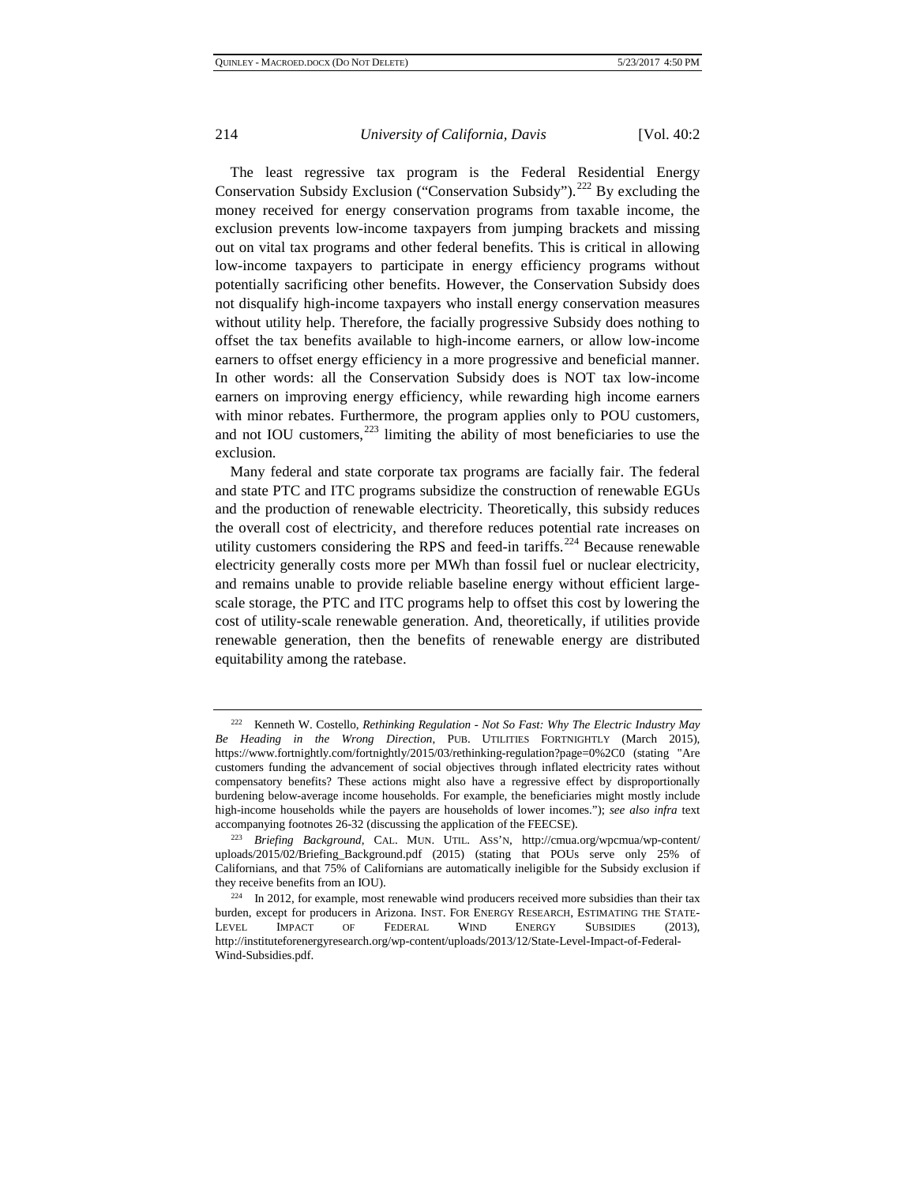The least regressive tax program is the Federal Residential Energy Conservation Subsidy Exclusion ("Conservation Subsidy").[222] By excluding the money received for energy conservation programs from taxable income, the exclusion prevents low-income taxpayers from jumping brackets and missing out on vital tax programs and other federal benefits. This is critical in allowing low-income taxpayers to participate in energy efficiency programs without potentially sacrificing other benefits. However, the Conservation Subsidy does not disqualify high-income taxpayers who install energy conservation measures without utility help. Therefore, the facially progressive Subsidy does nothing to offset the tax benefits available to high-income earners, or allow low-income earners to offset energy efficiency in a more progressive and beneficial manner. In other words: all the Conservation Subsidy does is NOT tax low-income earners on improving energy efficiency, while rewarding high income earners with minor rebates. Furthermore, the program applies only to POU customers, and not IOU customers,[223] limiting the ability of most beneficiaries to use the exclusion.

Many federal and state corporate tax programs are facially fair. The federal and state PTC and ITC programs subsidize the construction of renewable EGUs and the production of renewable electricity. Theoretically, this subsidy reduces the overall cost of electricity, and therefore reduces potential rate increases on utility customers considering the RPS and feed-in tariffs.[224] Because renewable electricity generally costs more per MWh than fossil fuel or nuclear electricity, and remains unable to provide reliable baseline energy without efficient large-scale storage, the PTC and ITC programs help to offset this cost by lowering the cost of utility-scale renewable generation. And, theoretically, if utilities provide renewable generation, then the benefits of renewable energy are distributed equitability among the ratebase.

---

[222] Kenneth W. Costello, *Rethinking Regulation - Not So Fast: Why The Electric Industry May Be Heading in the Wrong Direction*, PUB. UTILITIES FORTNIGHTLY (March 2015), https://www.fortnightly.com/fortnightly/2015/03/rethinking-regulation?page=0%2C0 (stating "Are customers funding the advancement of social objectives through inflated electricity rates without compensatory benefits? These actions might also have a regressive effect by disproportionally burdening below-average income households. For example, the beneficiaries might mostly include high-income households while the payers are households of lower incomes."); *see also infra* text accompanying footnotes 26-32 (discussing the application of the FEECSE).

[223] *Briefing Background*, CAL. MUN. UTIL. ASS'N, http://cmua.org/wpcmua/wp-content/uploads/2015/02/Briefing_Background.pdf (2015) (stating that POUs serve only 25% of Californians, and that 75% of Californians are automatically ineligible for the Subsidy exclusion if they receive benefits from an IOU).

[224] In 2012, for example, most renewable wind producers received more subsidies than their tax burden, except for producers in Arizona. INST. FOR ENERGY RESEARCH, ESTIMATING THE STATE-LEVEL IMPACT OF FEDERAL WIND ENERGY SUBSIDIES (2013), http://instituteforenergyresearch.org/wp-content/uploads/2013/12/State-Level-Impact-of-Federal-Wind-Subsidies.pdf.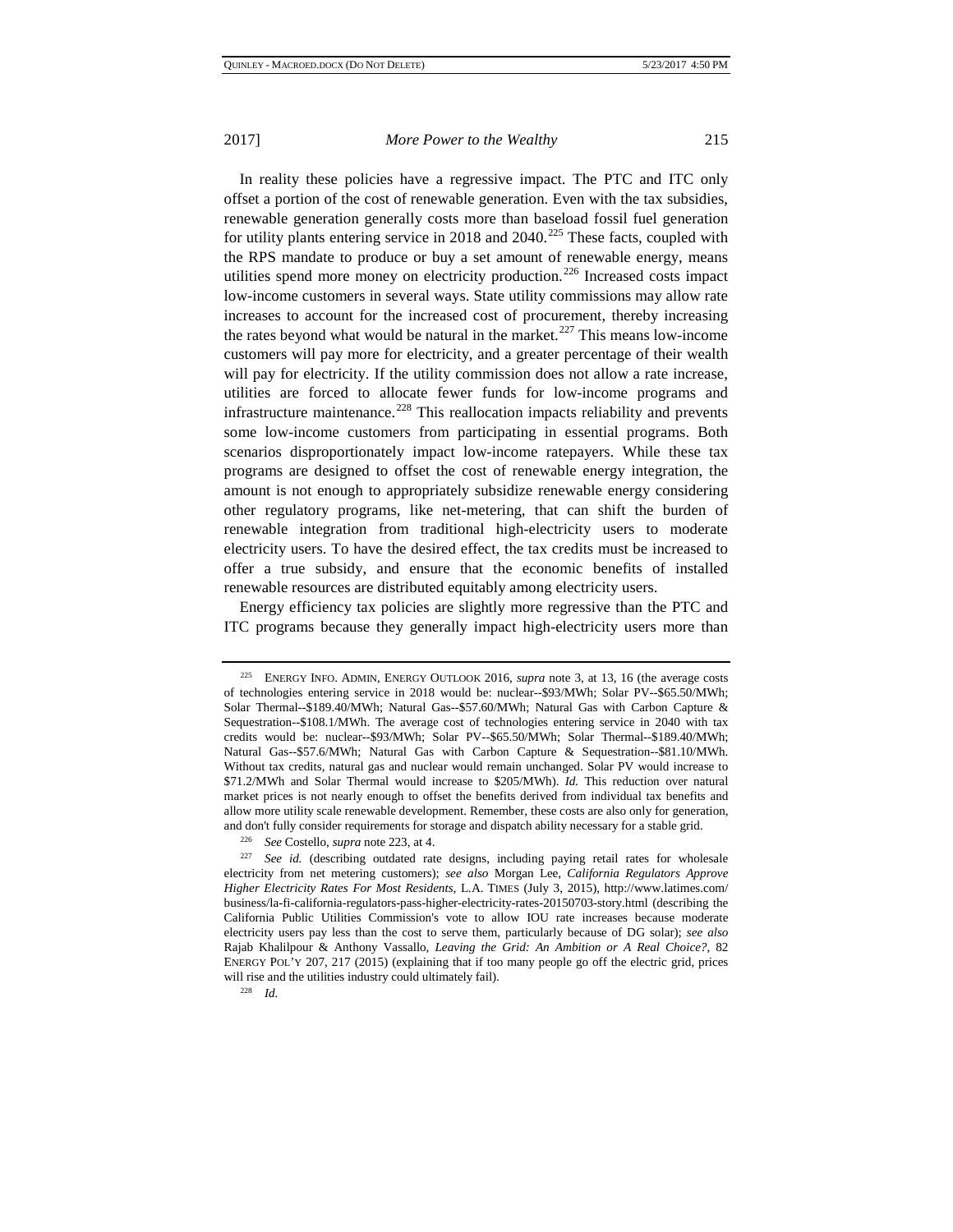In reality these policies have a regressive impact. The PTC and ITC only offset a portion of the cost of renewable generation. Even with the tax subsidies, renewable generation generally costs more than baseload fossil fuel generation for utility plants entering service in 2018 and 2040.[225] These facts, coupled with the RPS mandate to produce or buy a set amount of renewable energy, means utilities spend more money on electricity production.[226] Increased costs impact low-income customers in several ways. State utility commissions may allow rate increases to account for the increased cost of procurement, thereby increasing the rates beyond what would be natural in the market.[227] This means low-income customers will pay more for electricity, and a greater percentage of their wealth will pay for electricity. If the utility commission does not allow a rate increase, utilities are forced to allocate fewer funds for low-income programs and infrastructure maintenance.[228] This reallocation impacts reliability and prevents some low-income customers from participating in essential programs. Both scenarios disproportionately impact low-income ratepayers. While these tax programs are designed to offset the cost of renewable energy integration, the amount is not enough to appropriately subsidize renewable energy considering other regulatory programs, like net-metering, that can shift the burden of renewable integration from traditional high-electricity users to moderate electricity users. To have the desired effect, the tax credits must be increased to offer a true subsidy, and ensure that the economic benefits of installed renewable resources are distributed equitably among electricity users.

Energy efficiency tax policies are slightly more regressive than the PTC and ITC programs because they generally impact high-electricity users more than

---

[225] ENERGY INFO. ADMIN, ENERGY OUTLOOK 2016, *supra* note 3, at 13, 16 (the average costs of technologies entering service in 2018 would be: nuclear--$93/MWh; Solar PV--$65.50/MWh; Solar Thermal--$189.40/MWh; Natural Gas--$57.60/MWh; Natural Gas with Carbon Capture & Sequestration--$108.1/MWh. The average cost of technologies entering service in 2040 with tax credits would be: nuclear--$93/MWh; Solar PV--$65.50/MWh; Solar Thermal--$189.40/MWh; Natural Gas--$57.6/MWh; Natural Gas with Carbon Capture & Sequestration--$81.10/MWh. Without tax credits, natural gas and nuclear would remain unchanged. Solar PV would increase to $71.2/MWh and Solar Thermal would increase to $205/MWh). *Id.* This reduction over natural market prices is not nearly enough to offset the benefits derived from individual tax benefits and allow more utility scale renewable development. Remember, these costs are also only for generation, and don't fully consider requirements for storage and dispatch ability necessary for a stable grid.

[226] *See* Costello, *supra* note 223, at 4.

[227] *See id.* (describing outdated rate designs, including paying retail rates for wholesale electricity from net metering customers); *see also* Morgan Lee, *California Regulators Approve Higher Electricity Rates For Most Residents*, L.A. TIMES (July 3, 2015), http://www.latimes.com/business/la-fi-california-regulators-pass-higher-electricity-rates-20150703-story.html (describing the California Public Utilities Commission's vote to allow IOU rate increases because moderate electricity users pay less than the cost to serve them, particularly because of DG solar); *see also* Rajab Khalilpour & Anthony Vassallo, *Leaving the Grid: An Ambition or A Real Choice?*, 82 ENERGY POL'Y 207, 217 (2015) (explaining that if too many people go off the electric grid, prices will rise and the utilities industry could ultimately fail).

[228] *Id.*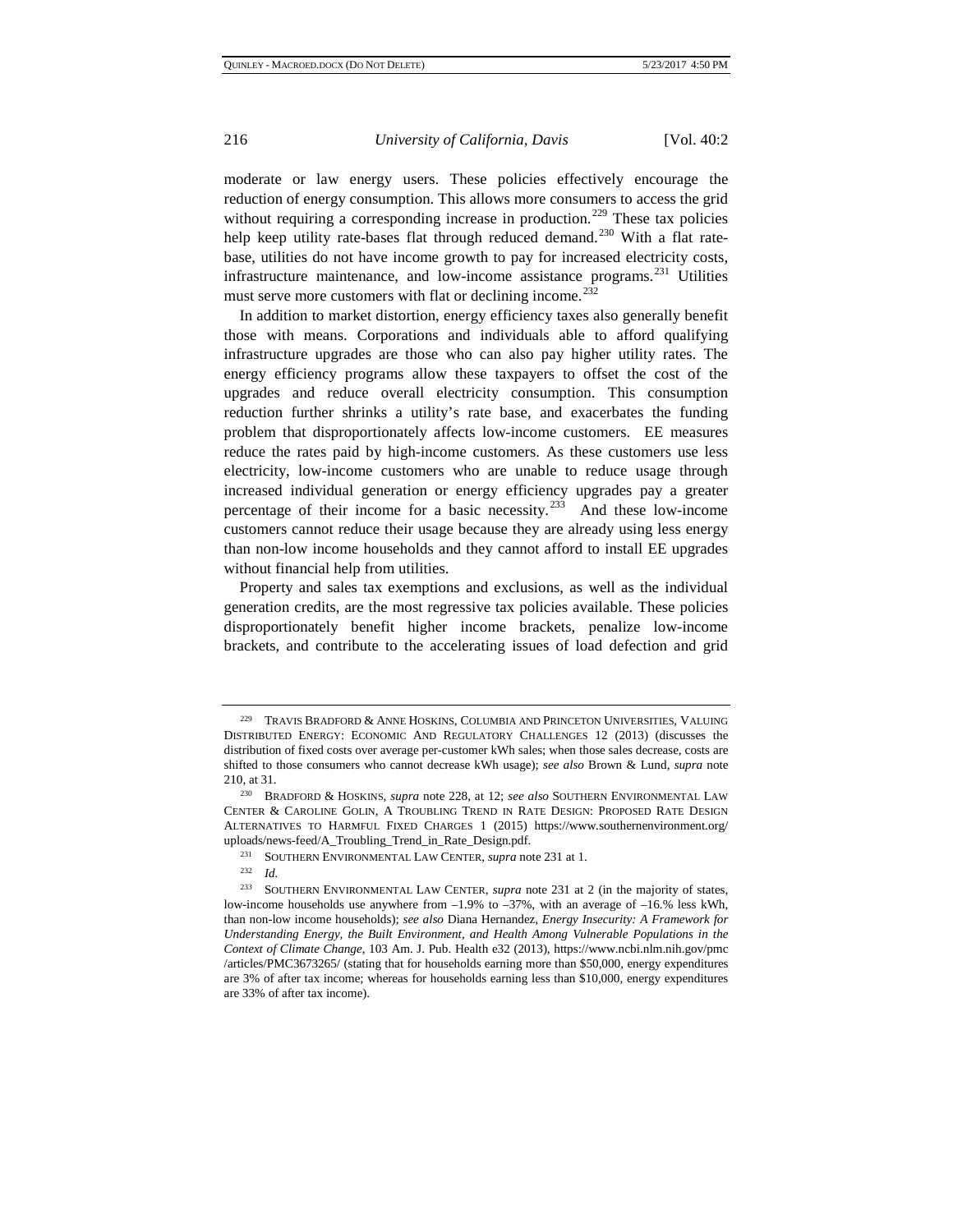moderate or law energy users. These policies effectively encourage the reduction of energy consumption. This allows more consumers to access the grid without requiring a corresponding increase in production.[229] These tax policies help keep utility rate-bases flat through reduced demand.[230] With a flat rate-base, utilities do not have income growth to pay for increased electricity costs, infrastructure maintenance, and low-income assistance programs.[231] Utilities must serve more customers with flat or declining income.[232]

In addition to market distortion, energy efficiency taxes also generally benefit those with means. Corporations and individuals able to afford qualifying infrastructure upgrades are those who can also pay higher utility rates. The energy efficiency programs allow these taxpayers to offset the cost of the upgrades and reduce overall electricity consumption. This consumption reduction further shrinks a utility's rate base, and exacerbates the funding problem that disproportionately affects low-income customers. EE measures reduce the rates paid by high-income customers. As these customers use less electricity, low-income customers who are unable to reduce usage through increased individual generation or energy efficiency upgrades pay a greater percentage of their income for a basic necessity.[233] And these low-income customers cannot reduce their usage because they are already using less energy than non-low income households and they cannot afford to install EE upgrades without financial help from utilities.

Property and sales tax exemptions and exclusions, as well as the individual generation credits, are the most regressive tax policies available. These policies disproportionately benefit higher income brackets, penalize low-income brackets, and contribute to the accelerating issues of load defection and grid

---

[229] TRAVIS BRADFORD & ANNE HOSKINS, COLUMBIA AND PRINCETON UNIVERSITIES, VALUING DISTRIBUTED ENERGY: ECONOMIC AND REGULATORY CHALLENGES 12 (2013) (discusses the distribution of fixed costs over average per-customer kWh sales; when those sales decrease, costs are shifted to those consumers who cannot decrease kWh usage); *see also* Brown & Lund, *supra* note 210, at 31.

[230] BRADFORD & HOSKINS, *supra* note 228, at 12; *see also* SOUTHERN ENVIRONMENTAL LAW CENTER & CAROLINE GOLIN, A TROUBLING TREND IN RATE DESIGN: PROPOSED RATE DESIGN ALTERNATIVES TO HARMFUL FIXED CHARGES 1 (2015) https://www.southernenvironment.org/uploads/news-feed/A_Troubling_Trend_in_Rate_Design.pdf.

[231] SOUTHERN ENVIRONMENTAL LAW CENTER, *supra* note 231 at 1.

[232] *Id.*

[233] SOUTHERN ENVIRONMENTAL LAW CENTER, *supra* note 231 at 2 (in the majority of states, low-income households use anywhere from –1.9% to –37%, with an average of –16.% less kWh, than non-low income households); *see also* Diana Hernandez, *Energy Insecurity: A Framework for Understanding Energy, the Built Environment, and Health Among Vulnerable Populations in the Context of Climate Change*, 103 Am. J. Pub. Health e32 (2013), https://www.ncbi.nlm.nih.gov/pmc/articles/PMC3673265/ (stating that for households earning more than $50,000, energy expenditures are 3% of after tax income; whereas for households earning less than $10,000, energy expenditures are 33% of after tax income).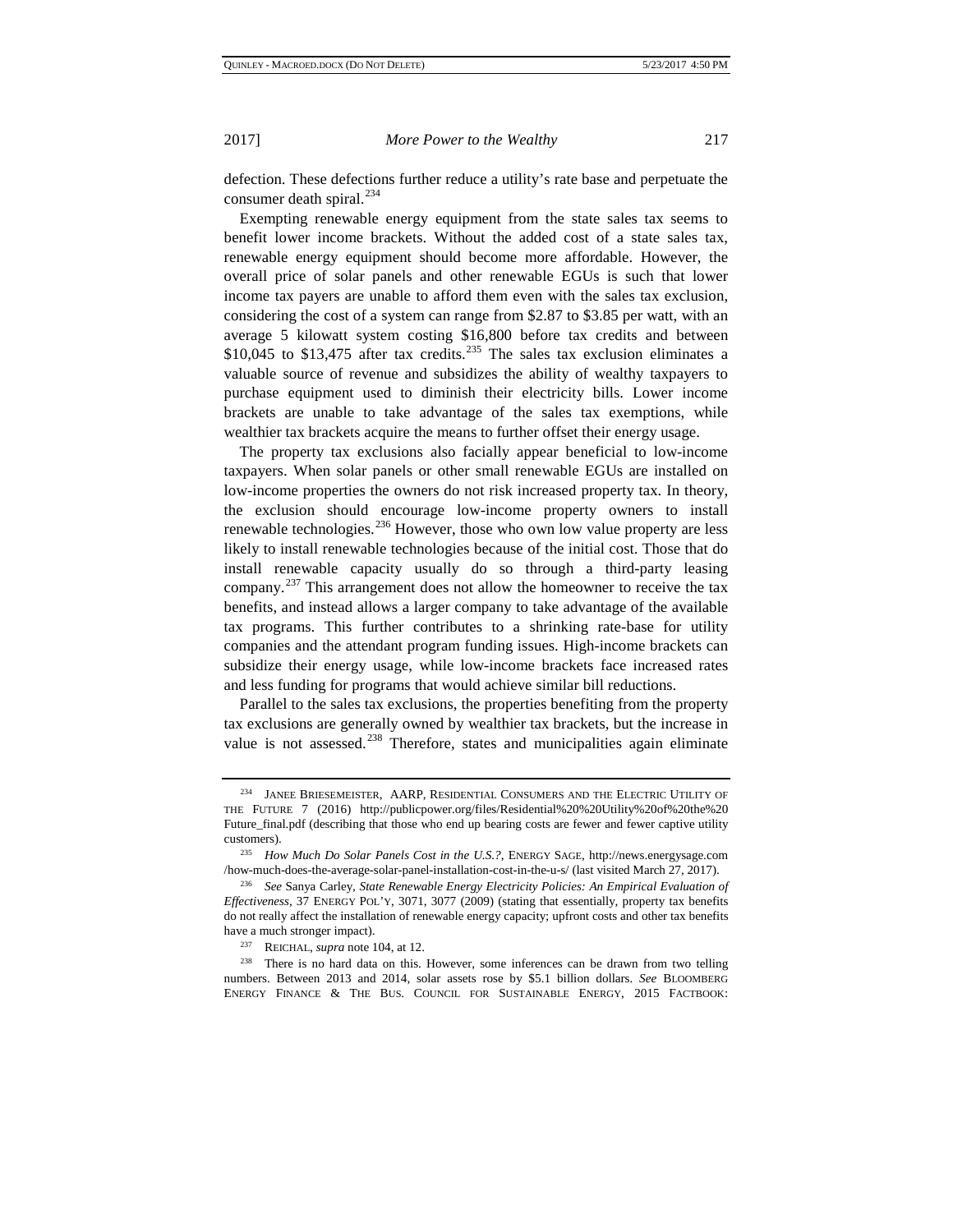defection. These defections further reduce a utility's rate base and perpetuate the consumer death spiral.[234]

Exempting renewable energy equipment from the state sales tax seems to benefit lower income brackets. Without the added cost of a state sales tax, renewable energy equipment should become more affordable. However, the overall price of solar panels and other renewable EGUs is such that lower income tax payers are unable to afford them even with the sales tax exclusion, considering the cost of a system can range from $2.87 to $3.85 per watt, with an average 5 kilowatt system costing $16,800 before tax credits and between $10,045 to $13,475 after tax credits.[235] The sales tax exclusion eliminates a valuable source of revenue and subsidizes the ability of wealthy taxpayers to purchase equipment used to diminish their electricity bills. Lower income brackets are unable to take advantage of the sales tax exemptions, while wealthier tax brackets acquire the means to further offset their energy usage.

The property tax exclusions also facially appear beneficial to low-income taxpayers. When solar panels or other small renewable EGUs are installed on low-income properties the owners do not risk increased property tax. In theory, the exclusion should encourage low-income property owners to install renewable technologies.[236] However, those who own low value property are less likely to install renewable technologies because of the initial cost. Those that do install renewable capacity usually do so through a third-party leasing company.[237] This arrangement does not allow the homeowner to receive the tax benefits, and instead allows a larger company to take advantage of the available tax programs. This further contributes to a shrinking rate-base for utility companies and the attendant program funding issues. High-income brackets can subsidize their energy usage, while low-income brackets face increased rates and less funding for programs that would achieve similar bill reductions.

Parallel to the sales tax exclusions, the properties benefiting from the property tax exclusions are generally owned by wealthier tax brackets, but the increase in value is not assessed.[238] Therefore, states and municipalities again eliminate

---

[234] JANEE BRIESEMEISTER, AARP, RESIDENTIAL CONSUMERS AND THE ELECTRIC UTILITY OF THE FUTURE 7 (2016) http://publicpower.org/files/Residential%20%20Utility%20of%20the%20Future_final.pdf (describing that those who end up bearing costs are fewer and fewer captive utility customers).

[235] *How Much Do Solar Panels Cost in the U.S.?*, ENERGY SAGE, http://news.energysage.com/how-much-does-the-average-solar-panel-installation-cost-in-the-u-s/ (last visited March 27, 2017).

[236] *See* Sanya Carley, *State Renewable Energy Electricity Policies: An Empirical Evaluation of Effectiveness*, 37 ENERGY POL'Y, 3071, 3077 (2009) (stating that essentially, property tax benefits do not really affect the installation of renewable energy capacity; upfront costs and other tax benefits have a much stronger impact).

[237] REICHAL, *supra* note 104, at 12.

[238] There is no hard data on this. However, some inferences can be drawn from two telling numbers. Between 2013 and 2014, solar assets rose by $5.1 billion dollars. *See* BLOOMBERG ENERGY FINANCE & THE BUS. COUNCIL FOR SUSTAINABLE ENERGY, 2015 FACTBOOK: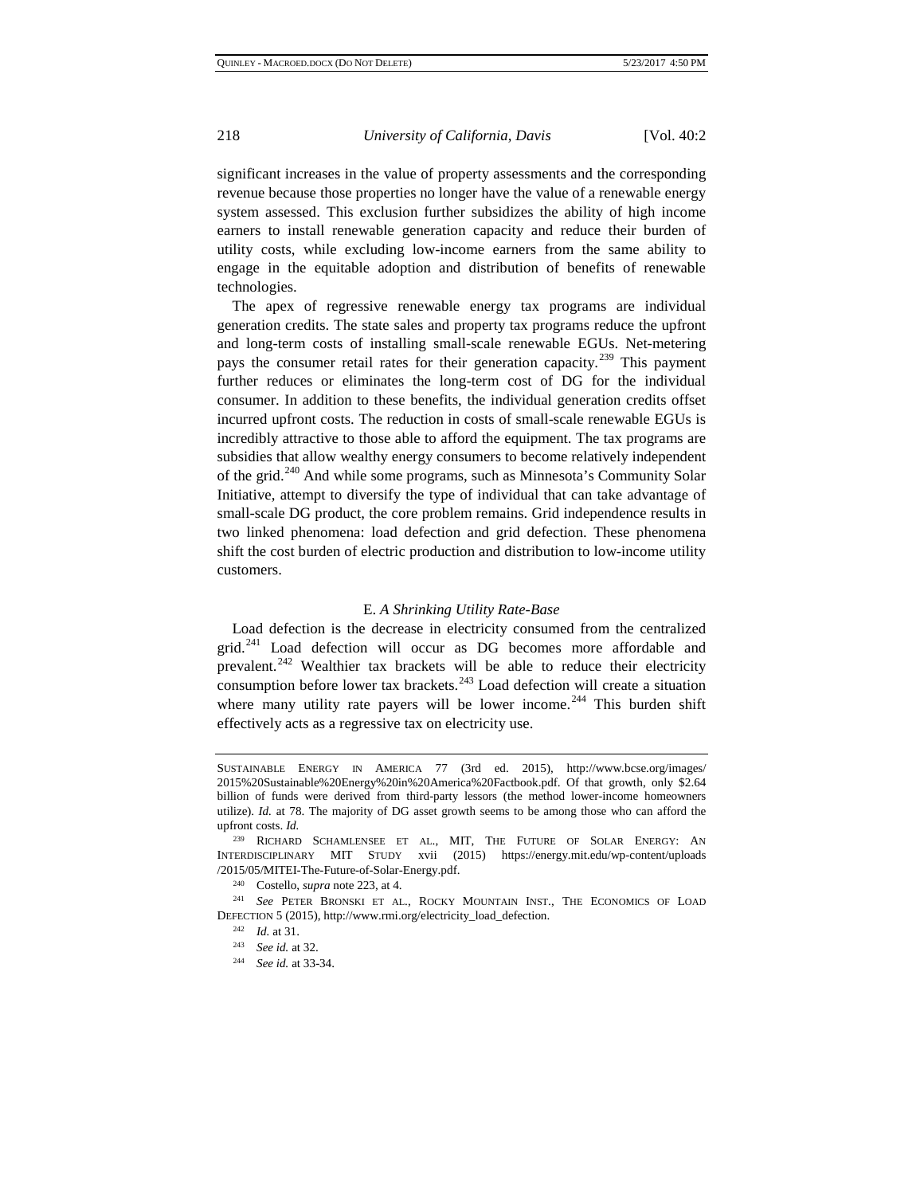significant increases in the value of property assessments and the corresponding revenue because those properties no longer have the value of a renewable energy system assessed. This exclusion further subsidizes the ability of high income earners to install renewable generation capacity and reduce their burden of utility costs, while excluding low-income earners from the same ability to engage in the equitable adoption and distribution of benefits of renewable technologies.

The apex of regressive renewable energy tax programs are individual generation credits. The state sales and property tax programs reduce the upfront and long-term costs of installing small-scale renewable EGUs. Net-metering pays the consumer retail rates for their generation capacity.[239] This payment further reduces or eliminates the long-term cost of DG for the individual consumer. In addition to these benefits, the individual generation credits offset incurred upfront costs. The reduction in costs of small-scale renewable EGUs is incredibly attractive to those able to afford the equipment. The tax programs are subsidies that allow wealthy energy consumers to become relatively independent of the grid.[240] And while some programs, such as Minnesota's Community Solar Initiative, attempt to diversify the type of individual that can take advantage of small-scale DG product, the core problem remains. Grid independence results in two linked phenomena: load defection and grid defection. These phenomena shift the cost burden of electric production and distribution to low-income utility customers.

### E. *A Shrinking Utility Rate-Base*

Load defection is the decrease in electricity consumed from the centralized grid.[241] Load defection will occur as DG becomes more affordable and prevalent.[242] Wealthier tax brackets will be able to reduce their electricity consumption before lower tax brackets.[243] Load defection will create a situation where many utility rate payers will be lower income.[244] This burden shift effectively acts as a regressive tax on electricity use.

---

SUSTAINABLE ENERGY IN AMERICA 77 (3rd ed. 2015), http://www.bcse.org/images/2015%20Sustainable%20Energy%20in%20America%20Factbook.pdf. Of that growth, only $2.64 billion of funds were derived from third-party lessors (the method lower-income homeowners utilize). *Id.* at 78. The majority of DG asset growth seems to be among those who can afford the upfront costs. *Id.*

[239] RICHARD SCHAMLENSEE ET AL., MIT, THE FUTURE OF SOLAR ENERGY: AN INTERDISCIPLINARY MIT STUDY xvii (2015) https://energy.mit.edu/wp-content/uploads/2015/05/MITEI-The-Future-of-Solar-Energy.pdf.

[240] Costello, *supra* note 223, at 4.

[241] *See* PETER BRONSKI ET AL., ROCKY MOUNTAIN INST., THE ECONOMICS OF LOAD DEFECTION 5 (2015), http://www.rmi.org/electricity_load_defection.

[242] *Id.* at 31.

[243] *See id.* at 32.

[244] *See id.* at 33-34.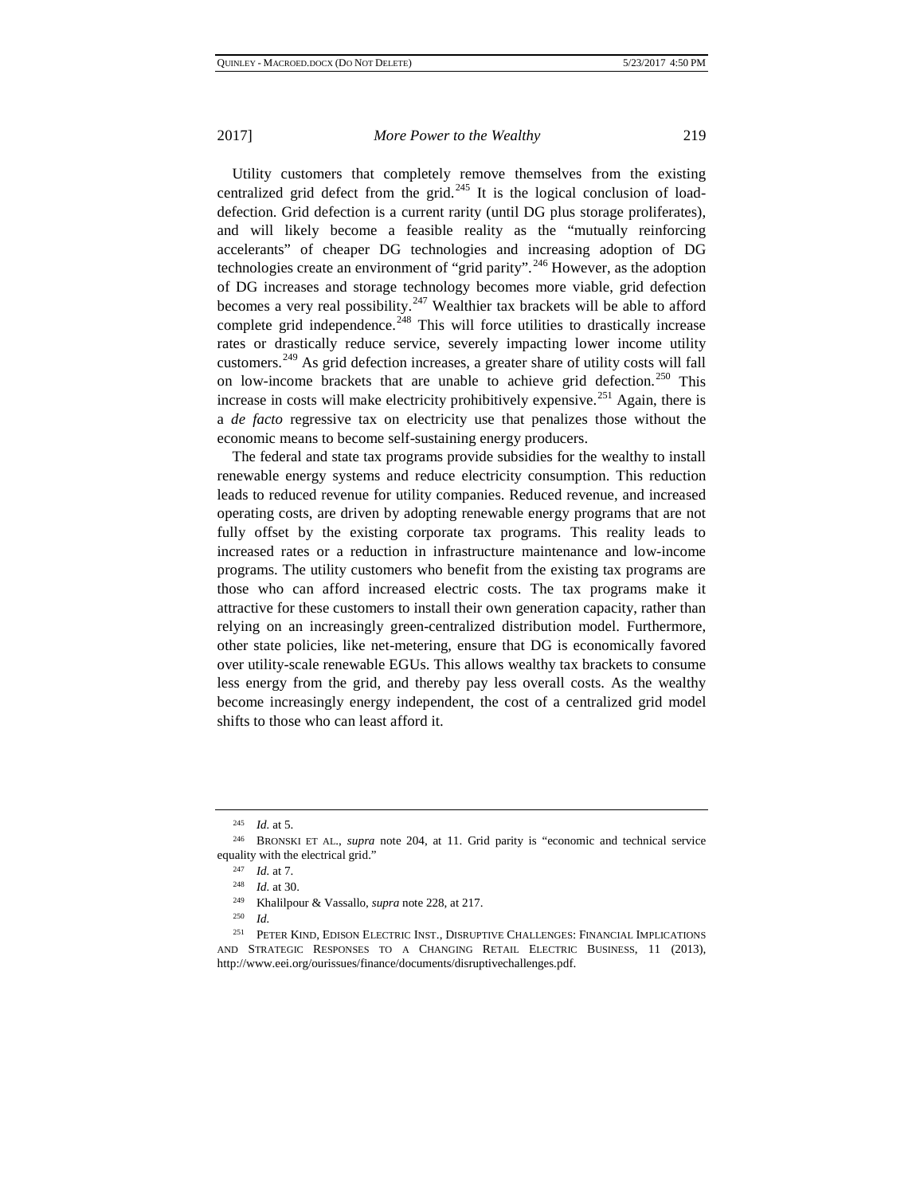Utility customers that completely remove themselves from the existing centralized grid defect from the grid.[245] It is the logical conclusion of load-defection. Grid defection is a current rarity (until DG plus storage proliferates), and will likely become a feasible reality as the "mutually reinforcing accelerants" of cheaper DG technologies and increasing adoption of DG technologies create an environment of "grid parity".[246] However, as the adoption of DG increases and storage technology becomes more viable, grid defection becomes a very real possibility.[247] Wealthier tax brackets will be able to afford complete grid independence.[248] This will force utilities to drastically increase rates or drastically reduce service, severely impacting lower income utility customers.[249] As grid defection increases, a greater share of utility costs will fall on low-income brackets that are unable to achieve grid defection.[250] This increase in costs will make electricity prohibitively expensive.[251] Again, there is a *de facto* regressive tax on electricity use that penalizes those without the economic means to become self-sustaining energy producers.

The federal and state tax programs provide subsidies for the wealthy to install renewable energy systems and reduce electricity consumption. This reduction leads to reduced revenue for utility companies. Reduced revenue, and increased operating costs, are driven by adopting renewable energy programs that are not fully offset by the existing corporate tax programs. This reality leads to increased rates or a reduction in infrastructure maintenance and low-income programs. The utility customers who benefit from the existing tax programs are those who can afford increased electric costs. The tax programs make it attractive for these customers to install their own generation capacity, rather than relying on an increasingly green-centralized distribution model. Furthermore, other state policies, like net-metering, ensure that DG is economically favored over utility-scale renewable EGUs. This allows wealthy tax brackets to consume less energy from the grid, and thereby pay less overall costs. As the wealthy become increasingly energy independent, the cost of a centralized grid model shifts to those who can least afford it.

---

[245] *Id.* at 5.

[246] BRONSKI ET AL., *supra* note 204, at 11. Grid parity is "economic and technical service equality with the electrical grid."

[247] *Id.* at 7.

[248] *Id.* at 30.

[249] Khalilpour & Vassallo, *supra* note 228, at 217.

[250] *Id.*

[251] PETER KIND, EDISON ELECTRIC INST., DISRUPTIVE CHALLENGES: FINANCIAL IMPLICATIONS AND STRATEGIC RESPONSES TO A CHANGING RETAIL ELECTRIC BUSINESS, 11 (2013), http://www.eei.org/ourissues/finance/documents/disruptivechallenges.pdf.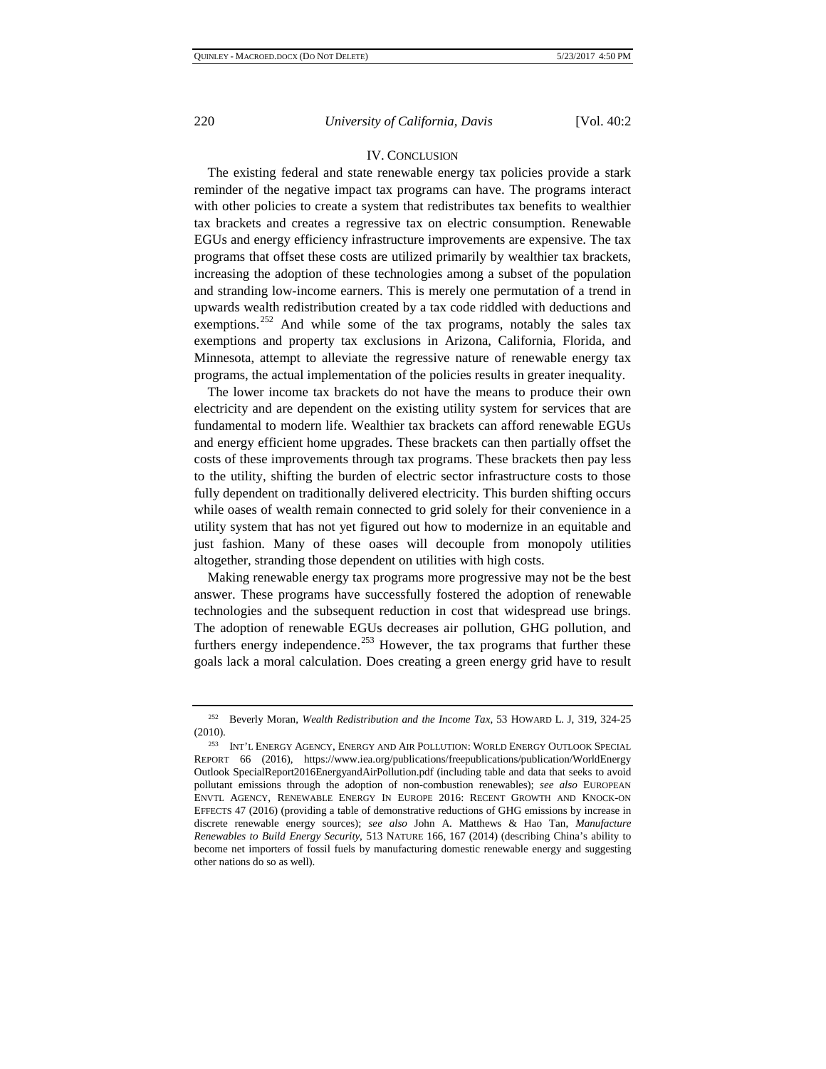## IV. CONCLUSION

The existing federal and state renewable energy tax policies provide a stark reminder of the negative impact tax programs can have. The programs interact with other policies to create a system that redistributes tax benefits to wealthier tax brackets and creates a regressive tax on electric consumption. Renewable EGUs and energy efficiency infrastructure improvements are expensive. The tax programs that offset these costs are utilized primarily by wealthier tax brackets, increasing the adoption of these technologies among a subset of the population and stranding low-income earners. This is merely one permutation of a trend in upwards wealth redistribution created by a tax code riddled with deductions and exemptions.[252] And while some of the tax programs, notably the sales tax exemptions and property tax exclusions in Arizona, California, Florida, and Minnesota, attempt to alleviate the regressive nature of renewable energy tax programs, the actual implementation of the policies results in greater inequality.

The lower income tax brackets do not have the means to produce their own electricity and are dependent on the existing utility system for services that are fundamental to modern life. Wealthier tax brackets can afford renewable EGUs and energy efficient home upgrades. These brackets can then partially offset the costs of these improvements through tax programs. These brackets then pay less to the utility, shifting the burden of electric sector infrastructure costs to those fully dependent on traditionally delivered electricity. This burden shifting occurs while oases of wealth remain connected to grid solely for their convenience in a utility system that has not yet figured out how to modernize in an equitable and just fashion. Many of these oases will decouple from monopoly utilities altogether, stranding those dependent on utilities with high costs.

Making renewable energy tax programs more progressive may not be the best answer. These programs have successfully fostered the adoption of renewable technologies and the subsequent reduction in cost that widespread use brings. The adoption of renewable EGUs decreases air pollution, GHG pollution, and furthers energy independence.[253] However, the tax programs that further these goals lack a moral calculation. Does creating a green energy grid have to result

---

[252] Beverly Moran, *Wealth Redistribution and the Income Tax*, 53 HOWARD L. J, 319, 324-25 (2010).

[253] INT'L ENERGY AGENCY, ENERGY AND AIR POLLUTION: WORLD ENERGY OUTLOOK SPECIAL REPORT 66 (2016), https://www.iea.org/publications/freepublications/publication/WorldEnergy Outlook SpecialReport2016EnergyandAirPollution.pdf (including table and data that seeks to avoid pollutant emissions through the adoption of non-combustion renewables); *see also* EUROPEAN ENVTL AGENCY, RENEWABLE ENERGY IN EUROPE 2016: RECENT GROWTH AND KNOCK-ON EFFECTS 47 (2016) (providing a table of demonstrative reductions of GHG emissions by increase in discrete renewable energy sources); *see also* John A. Matthews & Hao Tan, *Manufacture Renewables to Build Energy Security*, 513 NATURE 166, 167 (2014) (describing China's ability to become net importers of fossil fuels by manufacturing domestic renewable energy and suggesting other nations do so as well).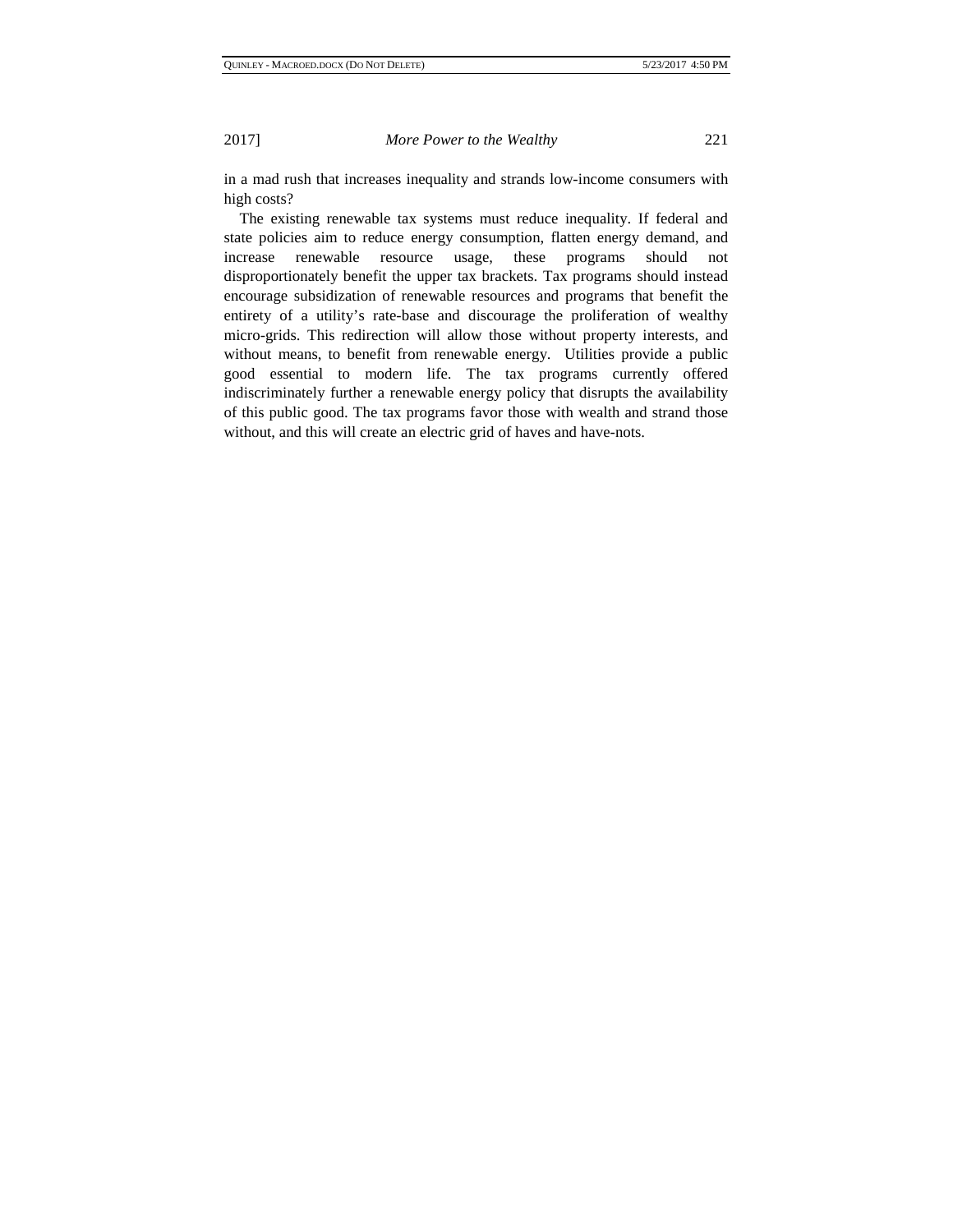in a mad rush that increases inequality and strands low-income consumers with high costs?

The existing renewable tax systems must reduce inequality. If federal and state policies aim to reduce energy consumption, flatten energy demand, and increase renewable resource usage, these programs should not disproportionately benefit the upper tax brackets. Tax programs should instead encourage subsidization of renewable resources and programs that benefit the entirety of a utility's rate-base and discourage the proliferation of wealthy micro-grids. This redirection will allow those without property interests, and without means, to benefit from renewable energy. Utilities provide a public good essential to modern life. The tax programs currently offered indiscriminately further a renewable energy policy that disrupts the availability of this public good. The tax programs favor those with wealth and strand those without, and this will create an electric grid of haves and have-nots.